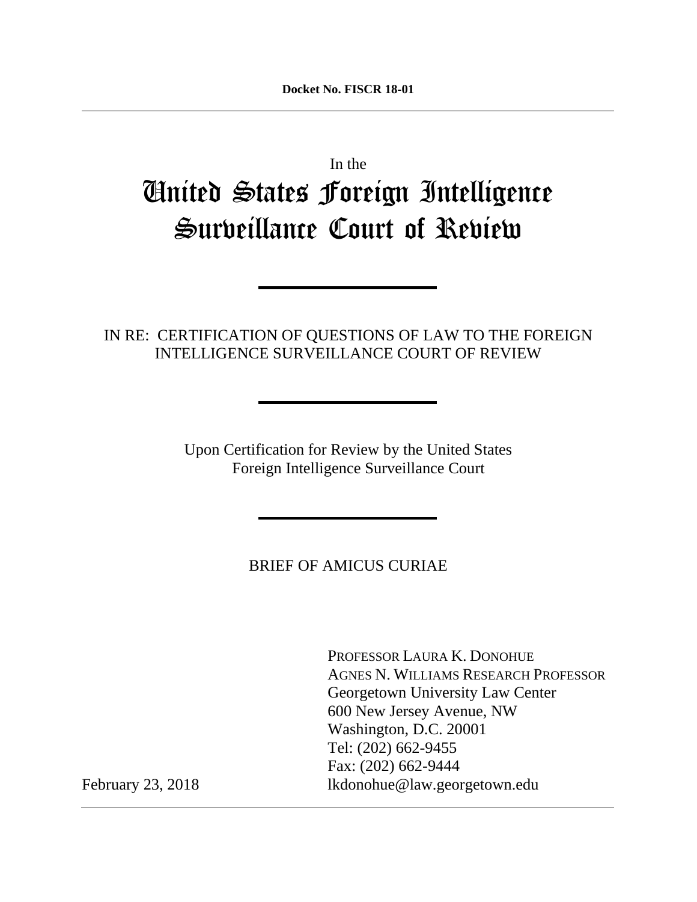**Docket No. FISCR 18-01**

---

In the

# United States Foreign Intelligence Surveillance Court of Review

---

IN RE: CERTIFICATION OF QUESTIONS OF LAW TO THE FOREIGN INTELLIGENCE SURVEILLANCE COURT OF REVIEW

---

Upon Certification for Review by the United States Foreign Intelligence Surveillance Court

---

BRIEF OF AMICUS CURIAE

PROFESSOR LAURA K. DONOHUE
AGNES N. WILLIAMS RESEARCH PROFESSOR
Georgetown University Law Center
600 New Jersey Avenue, NW
Washington, D.C. 20001
Tel: (202) 662-9455
Fax: (202) 662-9444
lkdonohue@law.georgetown.edu

February 23, 2018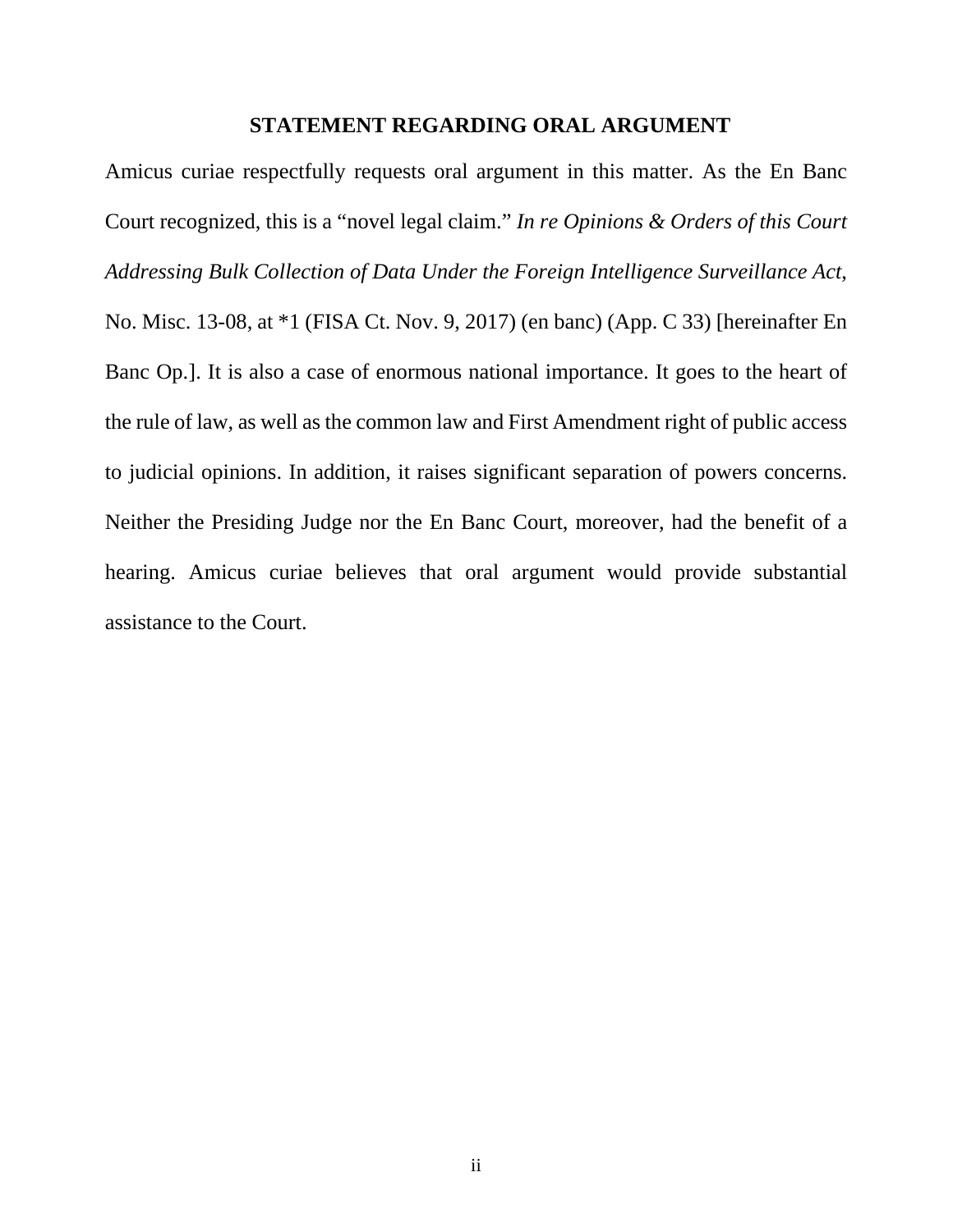## STATEMENT REGARDING ORAL ARGUMENT

Amicus curiae respectfully requests oral argument in this matter. As the En Banc Court recognized, this is a "novel legal claim." *In re Opinions & Orders of this Court Addressing Bulk Collection of Data Under the Foreign Intelligence Surveillance Act*, No. Misc. 13-08, at *1 (FISA Ct. Nov. 9, 2017) (en banc) (App. C 33) [hereinafter En Banc Op.]. It is also a case of enormous national importance. It goes to the heart of the rule of law, as well as the common law and First Amendment right of public access to judicial opinions. In addition, it raises significant separation of powers concerns. Neither the Presiding Judge nor the En Banc Court, moreover, had the benefit of a hearing. Amicus curiae believes that oral argument would provide substantial assistance to the Court.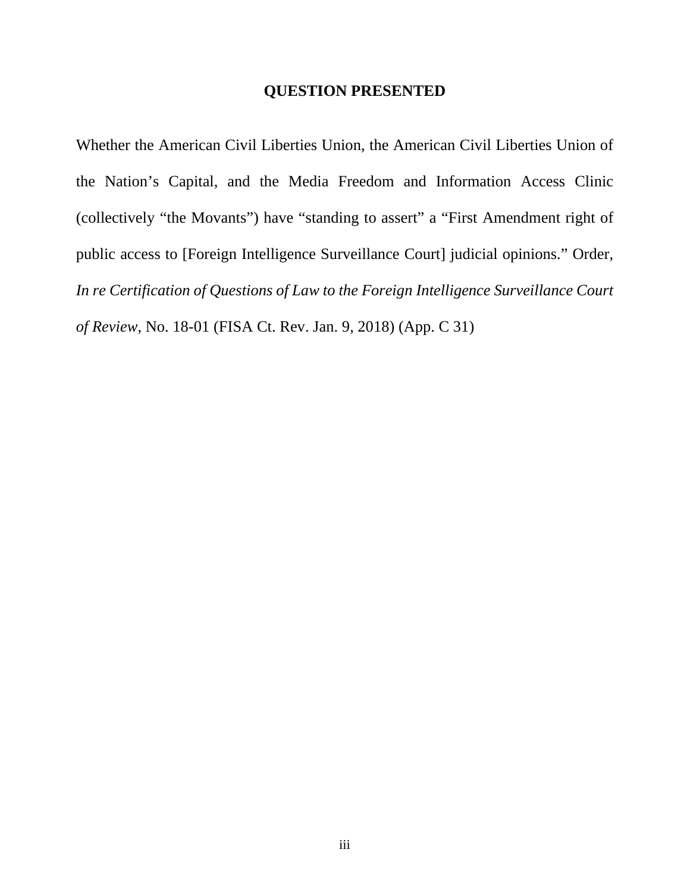## QUESTION PRESENTED

Whether the American Civil Liberties Union, the American Civil Liberties Union of the Nation's Capital, and the Media Freedom and Information Access Clinic (collectively "the Movants") have "standing to assert" a "First Amendment right of public access to [Foreign Intelligence Surveillance Court] judicial opinions." Order, *In re Certification of Questions of Law to the Foreign Intelligence Surveillance Court of Review*, No. 18-01 (FISA Ct. Rev. Jan. 9, 2018) (App. C 31)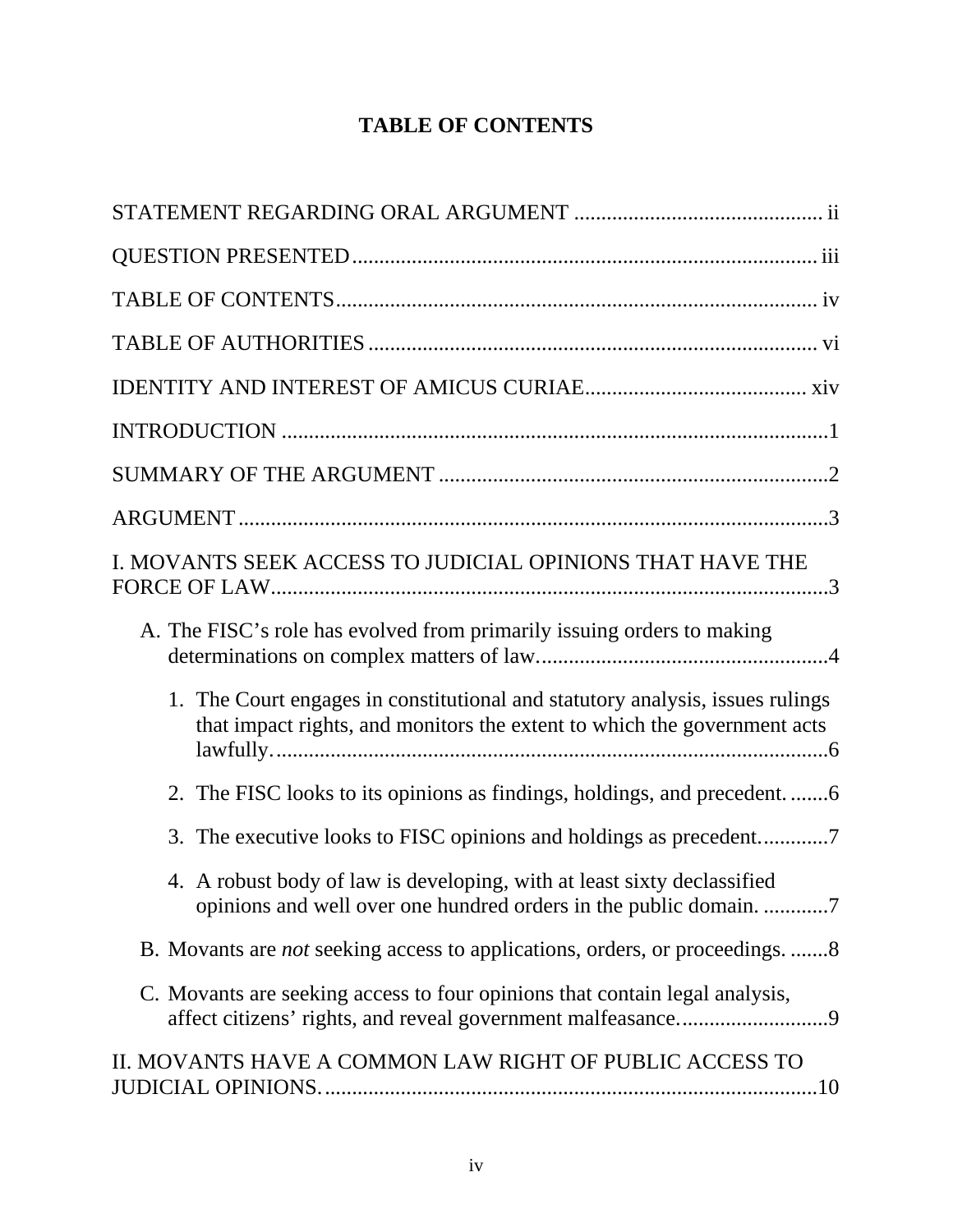# TABLE OF CONTENTS

STATEMENT REGARDING ORAL ARGUMENT .............................................. ii

QUESTION PRESENTED..................................................................................... iii

TABLE OF CONTENTS......................................................................................... iv

TABLE OF AUTHORITIES ................................................................................... vi

IDENTITY AND INTEREST OF AMICUS CURIAE......................................... xiv

INTRODUCTION .....................................................................................................1

SUMMARY OF THE ARGUMENT ........................................................................2

ARGUMENT .............................................................................................................3

I. MOVANTS SEEK ACCESS TO JUDICIAL OPINIONS THAT HAVE THE FORCE OF LAW......................................................................................................3

- A. The FISC's role has evolved from primarily issuing orders to making determinations on complex matters of law......................................................4
  1. The Court engages in constitutional and statutory analysis, issues rulings that impact rights, and monitors the extent to which the government acts lawfully.......................................................................................6
  2. The FISC looks to its opinions as findings, holdings, and precedent. .......6
  3. The executive looks to FISC opinions and holdings as precedent............7
  4. A robust body of law is developing, with at least sixty declassified opinions and well over one hundred orders in the public domain. ............7
- B. Movants are *not* seeking access to applications, orders, or proceedings. .......8
- C. Movants are seeking access to four opinions that contain legal analysis, affect citizens' rights, and reveal government malfeasance............................9

II. MOVANTS HAVE A COMMON LAW RIGHT OF PUBLIC ACCESS TO JUDICIAL OPINIONS...........................................................................................10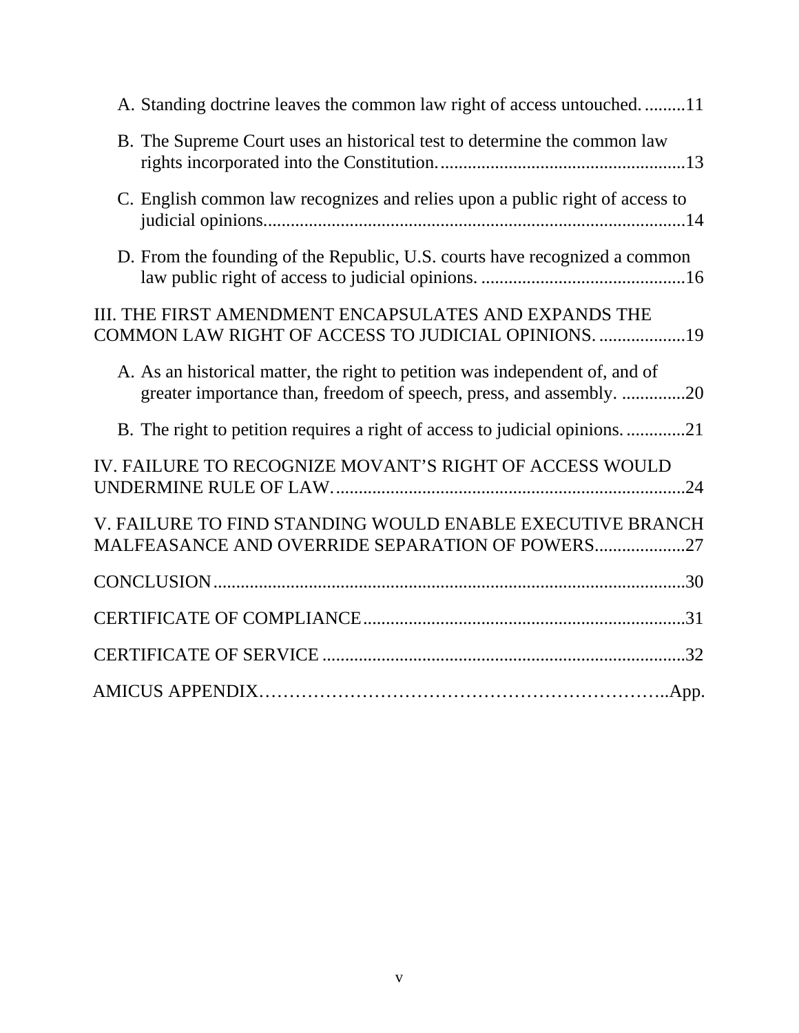A. Standing doctrine leaves the common law right of access untouched. .........11

B. The Supreme Court uses an historical test to determine the common law rights incorporated into the Constitution. ......................................................13

C. English common law recognizes and relies upon a public right of access to judicial opinions. ..........................................................................................14

D. From the founding of the Republic, U.S. courts have recognized a common law public right of access to judicial opinions. .............................................16

III. THE FIRST AMENDMENT ENCAPSULATES AND EXPANDS THE COMMON LAW RIGHT OF ACCESS TO JUDICIAL OPINIONS. ..................19

A. As an historical matter, the right to petition was independent of, and of greater importance than, freedom of speech, press, and assembly. ..............20

B. The right to petition requires a right of access to judicial opinions. .............21

IV. FAILURE TO RECOGNIZE MOVANT'S RIGHT OF ACCESS WOULD UNDERMINE RULE OF LAW. ............................................................................24

V. FAILURE TO FIND STANDING WOULD ENABLE EXECUTIVE BRANCH MALFEASANCE AND OVERRIDE SEPARATION OF POWERS....................27

CONCLUSION ........................................................................................................30

CERTIFICATE OF COMPLIANCE .......................................................................31

CERTIFICATE OF SERVICE ................................................................................32

AMICUS APPENDIX………………………………………………………..App.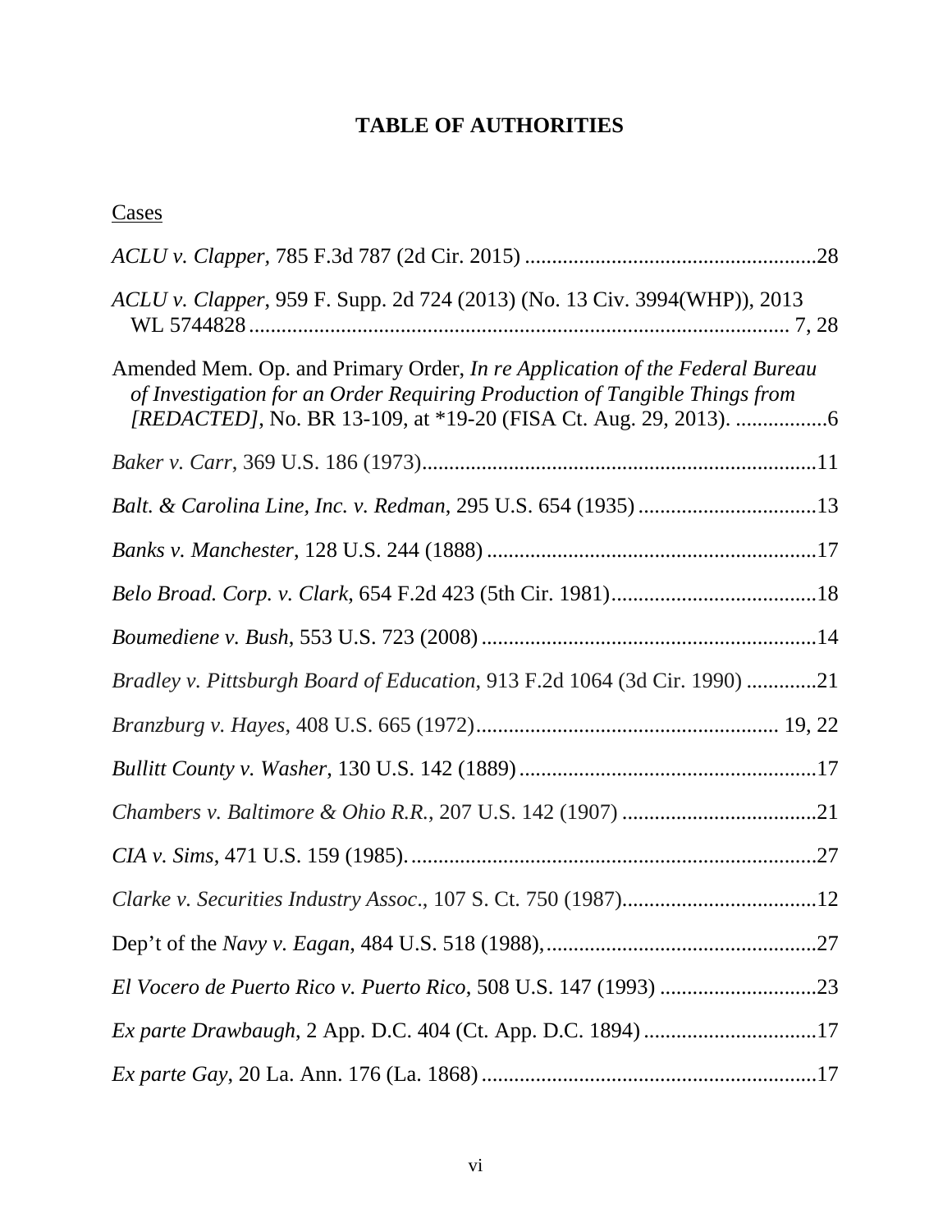# TABLE OF AUTHORITIES

<u>Cases</u>

*ACLU v. Clapper*, 785 F.3d 787 (2d Cir. 2015) ......................................................28

*ACLU v. Clapper*, 959 F. Supp. 2d 724 (2013) (No. 13 Civ. 3994(WHP)), 2013 WL 5744828 .................................................................................................... 7, 28

Amended Mem. Op. and Primary Order, *In re Application of the Federal Bureau of Investigation for an Order Requiring Production of Tangible Things from [REDACTED]*, No. BR 13-109, at *19-20 (FISA Ct. Aug. 29, 2013). .................6

*Baker v. Carr*, 369 U.S. 186 (1973)........................................................................11

*Balt. & Carolina Line, Inc. v. Redman*, 295 U.S. 654 (1935) .................................13

*Banks v. Manchester*, 128 U.S. 244 (1888) .............................................................17

*Belo Broad. Corp. v. Clark*, 654 F.2d 423 (5th Cir. 1981)......................................18

*Boumediene v. Bush*, 553 U.S. 723 (2008) ..............................................................14

*Bradley v. Pittsburgh Board of Education*, 913 F.2d 1064 (3d Cir. 1990) .............21

*Branzburg v. Hayes*, 408 U.S. 665 (1972)....................................................... 19, 22

*Bullitt County v. Washer*, 130 U.S. 142 (1889) .......................................................17

*Chambers v. Baltimore & Ohio R.R.*, 207 U.S. 142 (1907) ....................................21

*CIA v. Sims*, 471 U.S. 159 (1985). ..........................................................................27

*Clarke v. Securities Industry Assoc*., 107 S. Ct. 750 (1987)....................................12

Dep't of the *Navy v. Eagan*, 484 U.S. 518 (1988), ..................................................27

*El Vocero de Puerto Rico v. Puerto Rico*, 508 U.S. 147 (1993) .............................23

*Ex parte Drawbaugh*, 2 App. D.C. 404 (Ct. App. D.C. 1894) ................................17

*Ex parte Gay*, 20 La. Ann. 176 (La. 1868) ..............................................................17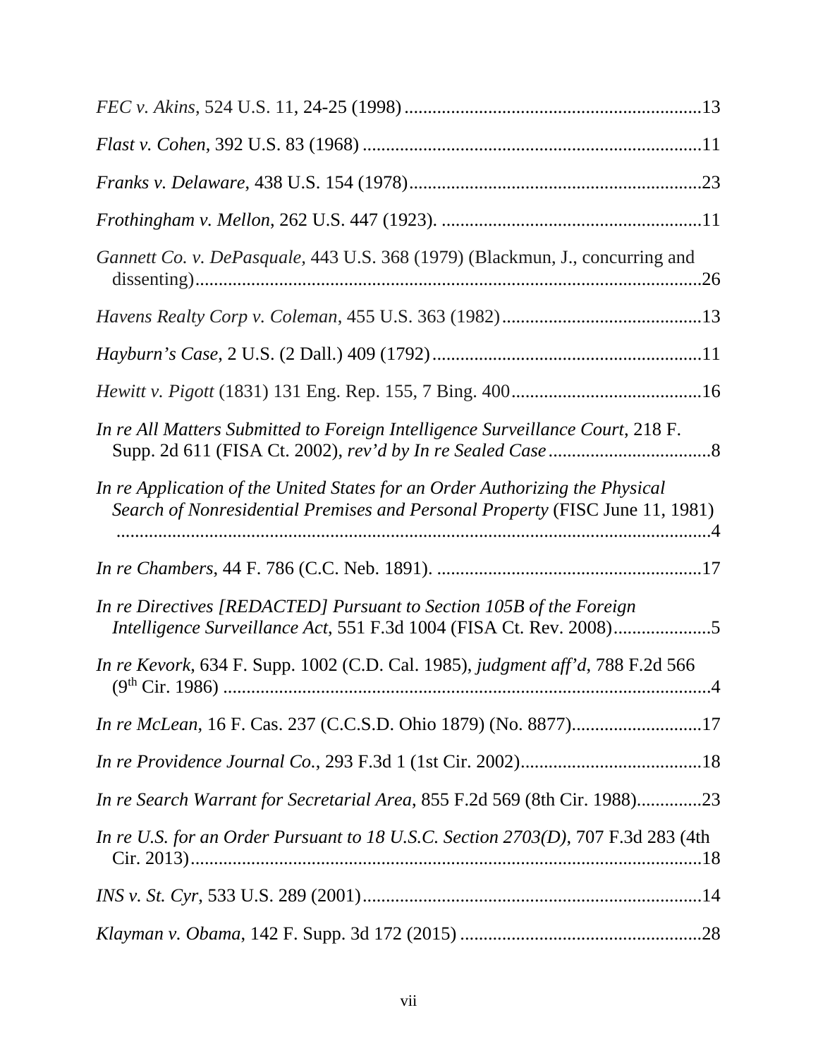*FEC v. Akins*, 524 U.S. 11, 24-25 (1998) ..............................................................13

*Flast v. Cohen*, 392 U.S. 83 (1968) ........................................................................11

*Franks v. Delaware*, 438 U.S. 154 (1978)..............................................................23

*Frothingham v. Mellon*, 262 U.S. 447 (1923). .......................................................11

*Gannett Co. v. DePasquale*, 443 U.S. 368 (1979) (Blackmun, J., concurring and dissenting)...........................................................................................................26

*Havens Realty Corp v. Coleman*, 455 U.S. 363 (1982)..........................................13

*Hayburn's Case*, 2 U.S. (2 Dall.) 409 (1792).........................................................11

*Hewitt v. Pigott* (1831) 131 Eng. Rep. 155, 7 Bing. 400.........................................16

*In re All Matters Submitted to Foreign Intelligence Surveillance Court*, 218 F. Supp. 2d 611 (FISA Ct. 2002), *rev'd by In re Sealed Case* ..................................8

*In re Application of the United States for an Order Authorizing the Physical Search of Nonresidential Premises and Personal Property* (FISC June 11, 1981) ...............................................................................................................................4

*In re Chambers*, 44 F. 786 (C.C. Neb. 1891). .........................................................17

*In re Directives [REDACTED] Pursuant to Section 105B of the Foreign Intelligence Surveillance Act*, 551 F.3d 1004 (FISA Ct. Rev. 2008)....................5

*In re Kevork*, 634 F. Supp. 1002 (C.D. Cal. 1985), *judgment aff'd*, 788 F.2d 566 (9th Cir. 1986) ........................................................................................................4

*In re McLean*, 16 F. Cas. 237 (C.C.S.D. Ohio 1879) (No. 8877)............................17

*In re Providence Journal Co.*, 293 F.3d 1 (1st Cir. 2002).......................................18

*In re Search Warrant for Secretarial Area*, 855 F.2d 569 (8th Cir. 1988).............23

*In re U.S. for an Order Pursuant to 18 U.S.C. Section 2703(D)*, 707 F.3d 283 (4th Cir. 2013)..............................................................................................................18

*INS v. St. Cyr*, 533 U.S. 289 (2001)........................................................................14

*Klayman v. Obama*, 142 F. Supp. 3d 172 (2015) ....................................................28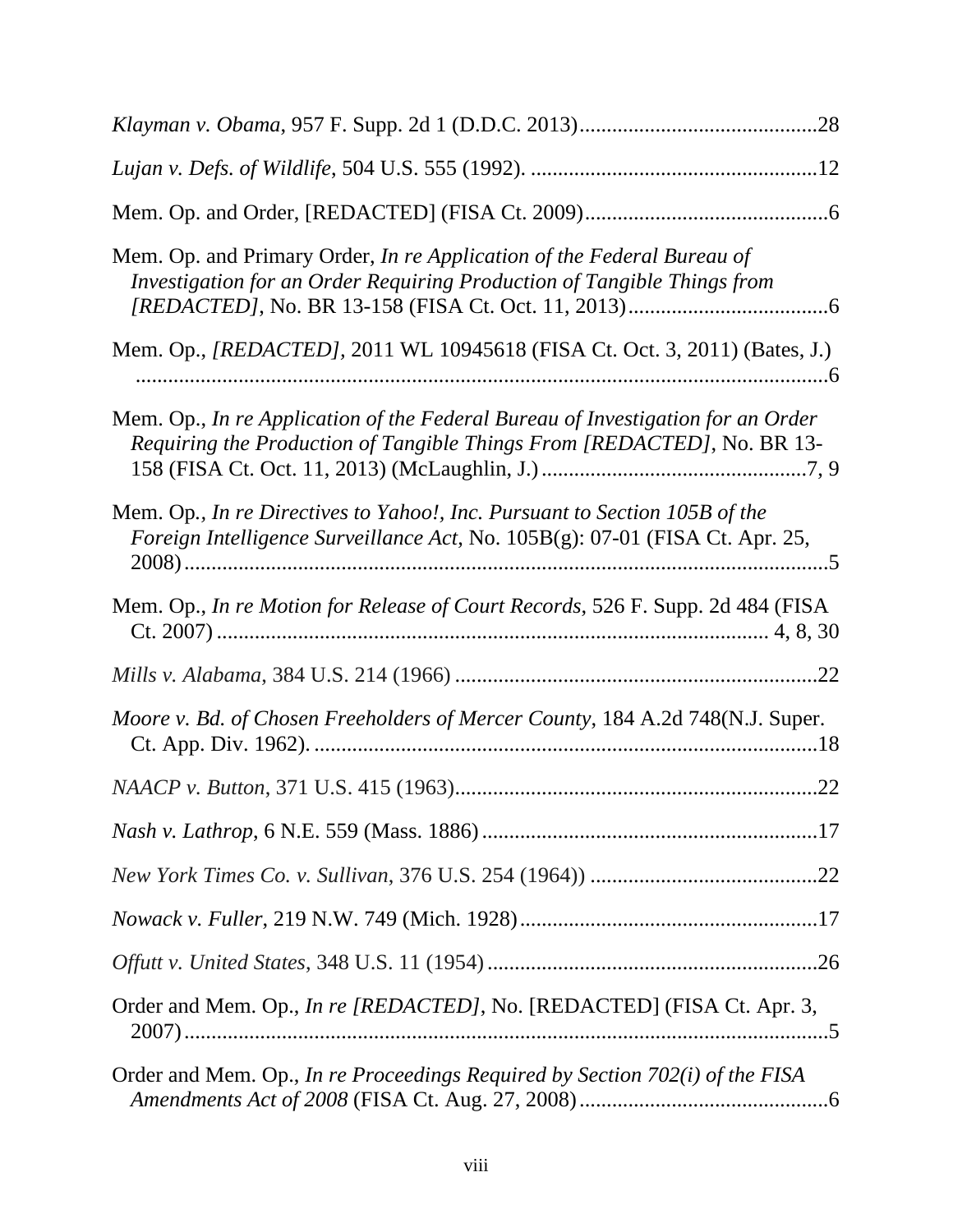*Klayman v. Obama*, 957 F. Supp. 2d 1 (D.D.C. 2013)...........................................28

*Lujan v. Defs. of Wildlife*, 504 U.S. 555 (1992). ....................................................12

Mem. Op. and Order, [REDACTED] (FISA Ct. 2009)............................................6

Mem. Op. and Primary Order, *In re Application of the Federal Bureau of Investigation for an Order Requiring Production of Tangible Things from [REDACTED]*, No. BR 13-158 (FISA Ct. Oct. 11, 2013)....................................6

Mem. Op., *[REDACTED]*, 2011 WL 10945618 (FISA Ct. Oct. 3, 2011) (Bates, J.) ..................................................................................................................6

Mem. Op., *In re Application of the Federal Bureau of Investigation for an Order Requiring the Production of Tangible Things From [REDACTED]*, No. BR 13-158 (FISA Ct. Oct. 11, 2013) (McLaughlin, J.)................................................7, 9

Mem. Op., *In re Directives to Yahoo!, Inc. Pursuant to Section 105B of the Foreign Intelligence Surveillance Act*, No. 105B(g): 07-01 (FISA Ct. Apr. 25, 2008)........................................................................................................................5

Mem. Op., *In re Motion for Release of Court Records*, 526 F. Supp. 2d 484 (FISA Ct. 2007) ........................................................................................... 4, 8, 30

*Mills v. Alabama*, 384 U.S. 214 (1966) ..................................................................22

*Moore v. Bd. of Chosen Freeholders of Mercer County*, 184 A.2d 748(N.J. Super. Ct. App. Div. 1962). ............................................................................................18

*NAACP v. Button*, 371 U.S. 415 (1963)..................................................................22

*Nash v. Lathrop*, 6 N.E. 559 (Mass. 1886) .............................................................17

*New York Times Co. v. Sullivan*, 376 U.S. 254 (1964)) ..........................................22

*Nowack v. Fuller*, 219 N.W. 749 (Mich. 1928)......................................................17

*Offutt v. United States*, 348 U.S. 11 (1954) .............................................................26

Order and Mem. Op., *In re [REDACTED]*, No. [REDACTED] (FISA Ct. Apr. 3, 2007).......................................................................................................................5

Order and Mem. Op., *In re Proceedings Required by Section 702(i) of the FISA Amendments Act of 2008* (FISA Ct. Aug. 27, 2008)..............................................6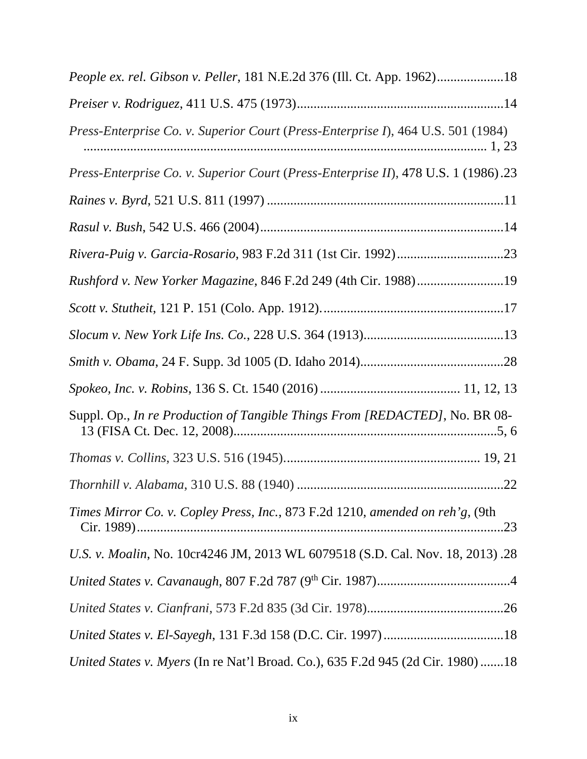*People ex. rel. Gibson v. Peller*, 181 N.E.2d 376 (Ill. Ct. App. 1962)....................18

*Preiser v. Rodriguez*, 411 U.S. 475 (1973)..............................................................14

*Press-Enterprise Co. v. Superior Court* (*Press-Enterprise I*), 464 U.S. 501 (1984) ........................................................................................................... 1, 23

*Press-Enterprise Co. v. Superior Court* (*Press-Enterprise II*), 478 U.S. 1 (1986) .23

*Raines v. Byrd*, 521 U.S. 811 (1997) .......................................................................11

*Rasul v. Bush*, 542 U.S. 466 (2004).........................................................................14

*Rivera-Puig v. Garcia-Rosario*, 983 F.2d 311 (1st Cir. 1992)................................23

*Rushford v. New Yorker Magazine*, 846 F.2d 249 (4th Cir. 1988)..........................19

*Scott v. Stutheit*, 121 P. 151 (Colo. App. 1912). ......................................................17

*Slocum v. New York Life Ins. Co.*, 228 U.S. 364 (1913)..........................................13

*Smith v. Obama*, 24 F. Supp. 3d 1005 (D. Idaho 2014)...........................................28

*Spokeo, Inc. v. Robins*, 136 S. Ct. 1540 (2016) ......................................... 11, 12, 13

Suppl. Op., *In re Production of Tangible Things From [REDACTED]*, No. BR 08-13 (FISA Ct. Dec. 12, 2008)...............................................................................5, 6

*Thomas v. Collins*, 323 U.S. 516 (1945).......................................................... 19, 21

*Thornhill v. Alabama*, 310 U.S. 88 (1940) ..............................................................22

*Times Mirror Co. v. Copley Press, Inc.*, 873 F.2d 1210, *amended on reh'g*, (9th Cir. 1989)...............................................................................................................23

*U.S. v. Moalin*, No. 10cr4246 JM, 2013 WL 6079518 (S.D. Cal. Nov. 18, 2013) .28

*United States v. Cavanaugh*, 807 F.2d 787 (9th Cir. 1987)........................................4

*United States v. Cianfrani*, 573 F.2d 835 (3d Cir. 1978)..........................................26

*United States v. El-Sayegh*, 131 F.3d 158 (D.C. Cir. 1997) ....................................18

*United States v. Myers* (In re Nat'l Broad. Co.), 635 F.2d 945 (2d Cir. 1980) .......18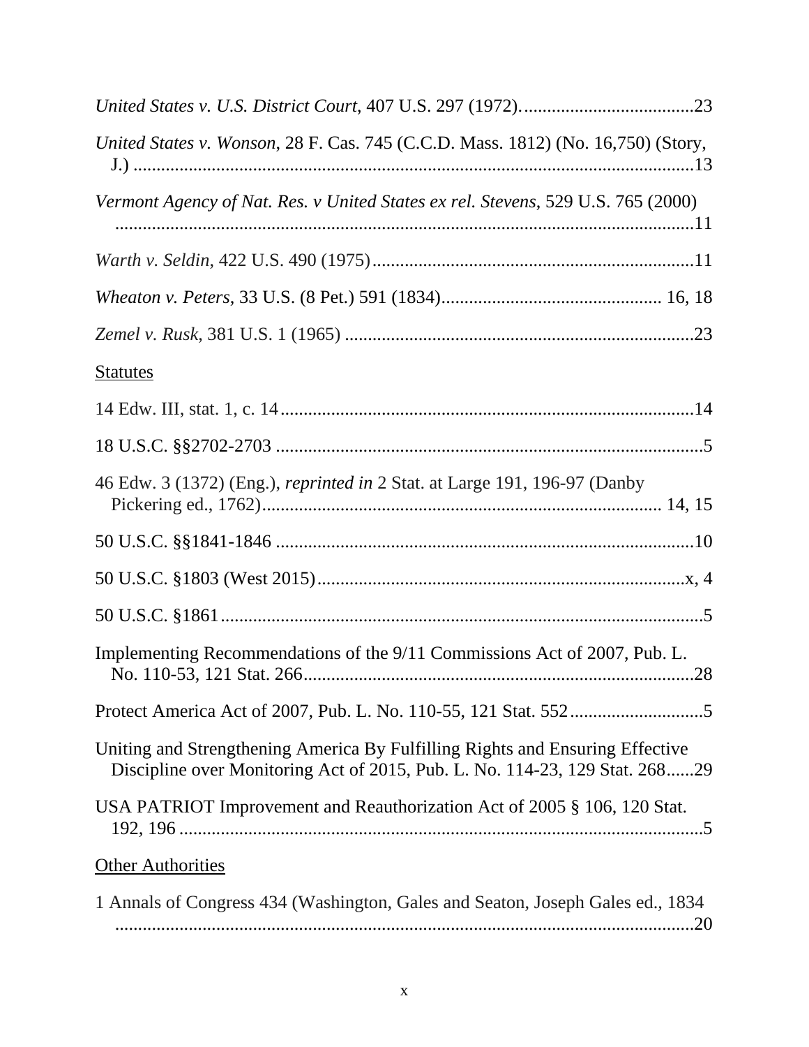*United States v. U.S. District Court*, 407 U.S. 297 (1972)......................................23

*United States v. Wonson*, 28 F. Cas. 745 (C.C.D. Mass. 1812) (No. 16,750) (Story, J.) ..........................................................................................................................13

*Vermont Agency of Nat. Res. v United States ex rel. Stevens*, 529 U.S. 765 (2000) ...............................................................................................................................11

*Warth v. Seldin*, 422 U.S. 490 (1975).......................................................................11

*Wheaton v. Peters*, 33 U.S. (8 Pet.) 591 (1834)................................................ 16, 18

*Zemel v. Rusk*, 381 U.S. 1 (1965) ............................................................................23

Statutes

14 Edw. III, stat. 1, c. 14............................................................................................14

18 U.S.C. §§2702-2703 ...............................................................................................5

46 Edw. 3 (1372) (Eng.), *reprinted in* 2 Stat. at Large 191, 196-97 (Danby Pickering ed., 1762)...................................................................................... 14, 15

50 U.S.C. §§1841-1846 .............................................................................................10

50 U.S.C. §1803 (West 2015)..................................................................................x, 4

50 U.S.C. §1861...........................................................................................................5

Implementing Recommendations of the 9/11 Commissions Act of 2007, Pub. L. No. 110-53, 121 Stat. 266.....................................................................................28

Protect America Act of 2007, Pub. L. No. 110-55, 121 Stat. 552.............................5

Uniting and Strengthening America By Fulfilling Rights and Ensuring Effective Discipline over Monitoring Act of 2015, Pub. L. No. 114-23, 129 Stat. 268......29

USA PATRIOT Improvement and Reauthorization Act of 2005 § 106, 120 Stat. 192, 196 ...................................................................................................................5

Other Authorities

1 Annals of Congress 434 (Washington, Gales and Seaton, Joseph Gales ed., 1834 ...............................................................................................................................20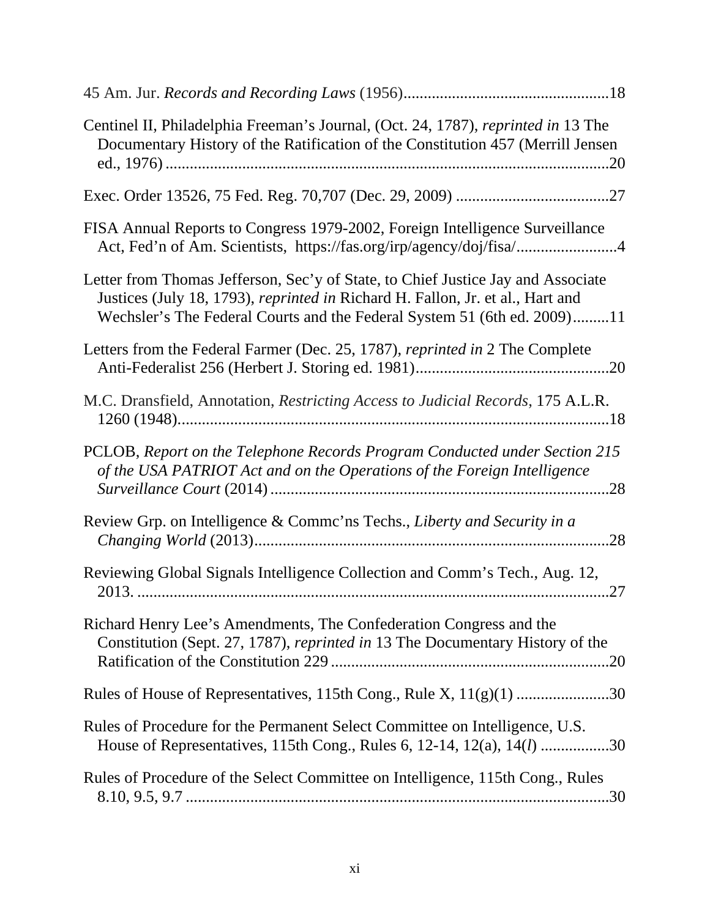45 Am. Jur. *Records and Recording Laws* (1956)..................................................18

Centinel II, Philadelphia Freeman's Journal, (Oct. 24, 1787), *reprinted in* 13 The Documentary History of the Ratification of the Constitution 457 (Merrill Jensen ed., 1976)............................................................................................................20

Exec. Order 13526, 75 Fed. Reg. 70,707 (Dec. 29, 2009) ......................................27

FISA Annual Reports to Congress 1979-2002, Foreign Intelligence Surveillance Act, Fed'n of Am. Scientists, https://fas.org/irp/agency/doj/fisa/.........................4

Letter from Thomas Jefferson, Sec'y of State, to Chief Justice Jay and Associate Justices (July 18, 1793), *reprinted in* Richard H. Fallon, Jr. et al., Hart and Wechsler's The Federal Courts and the Federal System 51 (6th ed. 2009).........11

Letters from the Federal Farmer (Dec. 25, 1787), *reprinted in* 2 The Complete Anti-Federalist 256 (Herbert J. Storing ed. 1981)................................................20

M.C. Dransfield, Annotation, *Restricting Access to Judicial Records*, 175 A.L.R. 1260 (1948)..........................................................................................................18

PCLOB, *Report on the Telephone Records Program Conducted under Section 215 of the USA PATRIOT Act and on the Operations of the Foreign Intelligence Surveillance Court* (2014) ..................................................................................28

Review Grp. on Intelligence & Commc'ns Techs., *Liberty and Security in a Changing World* (2013)......................................................................................28

Reviewing Global Signals Intelligence Collection and Comm's Tech., Aug. 12, 2013. ..................................................................................................................27

Richard Henry Lee's Amendments, The Confederation Congress and the Constitution (Sept. 27, 1787), *reprinted in* 13 The Documentary History of the Ratification of the Constitution 229 ....................................................................20

Rules of House of Representatives, 115th Cong., Rule X, 11(g)(1) .......................30

Rules of Procedure for the Permanent Select Committee on Intelligence, U.S. House of Representatives, 115th Cong., Rules 6, 12-14, 12(a), 14(*l*) ................30

Rules of Procedure of the Select Committee on Intelligence, 115th Cong., Rules 8.10, 9.5, 9.7 ........................................................................................................30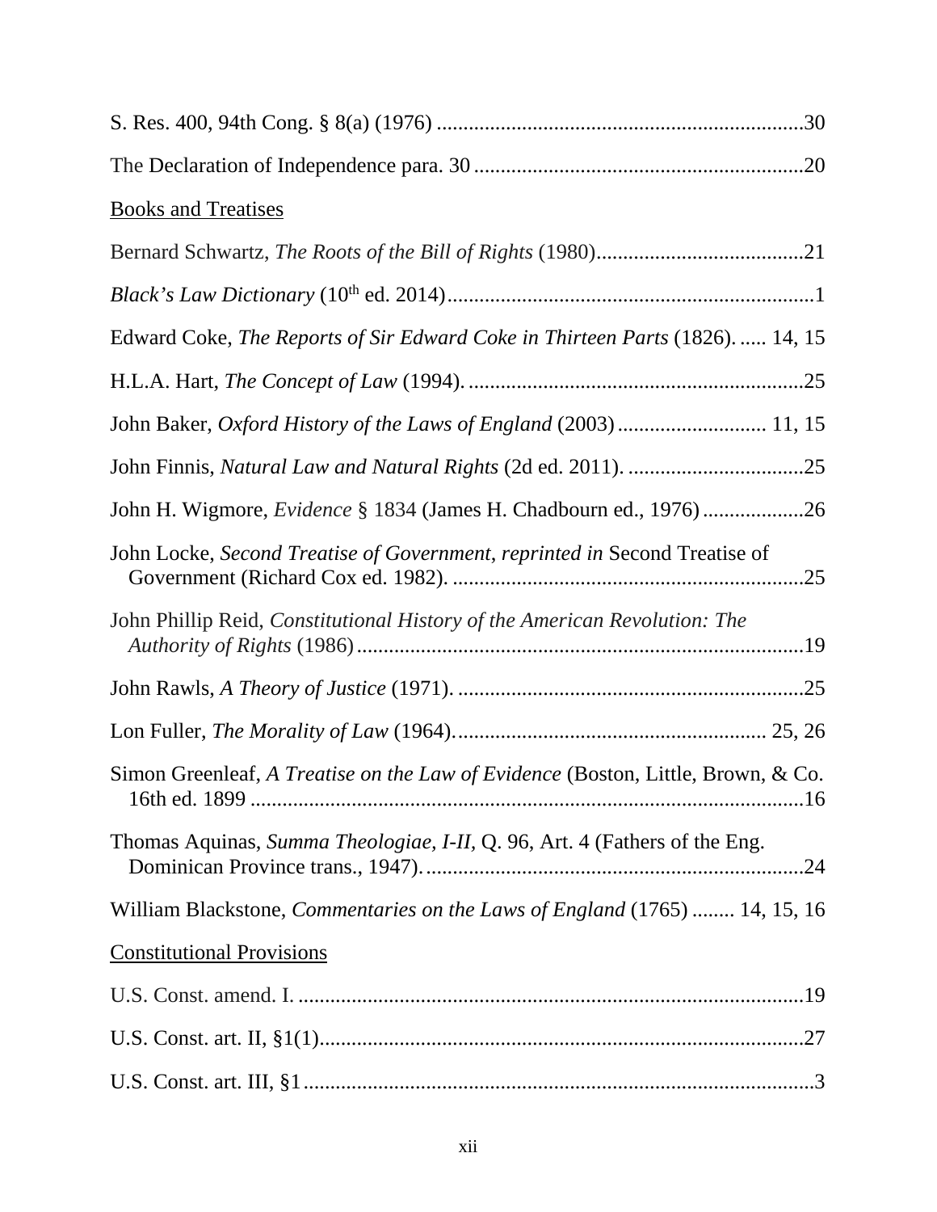S. Res. 400, 94th Cong. § 8(a) (1976) .....................................................................30

The Declaration of Independence para. 30 ...............................................................20

Books and Treatises

Bernard Schwartz, *The Roots of the Bill of Rights* (1980).......................................21

*Black's Law Dictionary* (10th ed. 2014).....................................................................1

Edward Coke, *The Reports of Sir Edward Coke in Thirteen Parts* (1826). ..... 14, 15

H.L.A. Hart, *The Concept of Law* (1994). ...............................................................25

John Baker, *Oxford History of the Laws of England* (2003) ............................ 11, 15

John Finnis, *Natural Law and Natural Rights* (2d ed. 2011). .................................25

John H. Wigmore, *Evidence* § 1834 (James H. Chadbourn ed., 1976) ..................26

John Locke, *Second Treatise of Government*, *reprinted in* Second Treatise of Government (Richard Cox ed. 1982). .................................................................25

John Phillip Reid, *Constitutional History of the American Revolution: The Authority of Rights* (1986) ...................................................................................19

John Rawls, *A Theory of Justice* (1971). .................................................................25

Lon Fuller, *The Morality of Law* (1964). .......................................................... 25, 26

Simon Greenleaf, *A Treatise on the Law of Evidence* (Boston, Little, Brown, & Co. 16th ed. 1899 .........................................................................................................16

Thomas Aquinas, *Summa Theologiae, I-II*, Q. 96, Art. 4 (Fathers of the Eng. Dominican Province trans., 1947). .......................................................................24

William Blackstone, *Commentaries on the Laws of England* (1765) ........ 14, 15, 16

Constitutional Provisions

U.S. Const. amend. I. ................................................................................................19

U.S. Const. art. II, §1(1).............................................................................................27

U.S. Const. art. III, §1 .................................................................................................3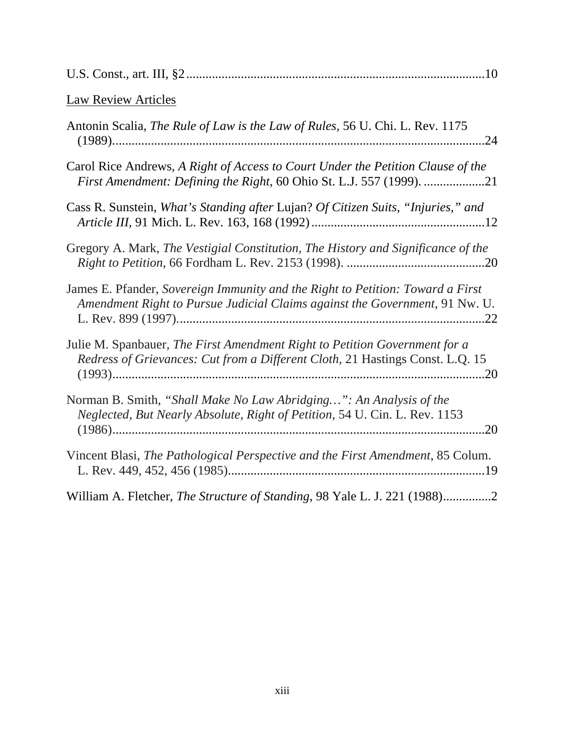U.S. Const., art. III, §2 ............................................................................................10

Law Review Articles

Antonin Scalia, *The Rule of Law is the Law of Rules*, 56 U. Chi. L. Rev. 1175 (1989)...................................................................................................................24

Carol Rice Andrews*, A Right of Access to Court Under the Petition Clause of the First Amendment: Defining the Right,* 60 Ohio St. L.J. 557 (1999). ..................21

Cass R. Sunstein, *What's Standing after* Lujan? *Of Citizen Suits, "Injuries," and Article III,* 91 Mich. L. Rev. 163, 168 (1992) ......................................................12

Gregory A. Mark, *The Vestigial Constitution, The History and Significance of the Right to Petition*, 66 Fordham L. Rev. 2153 (1998). ...........................................20

James E. Pfander, *Sovereign Immunity and the Right to Petition: Toward a First Amendment Right to Pursue Judicial Claims against the Government*, 91 Nw. U. L. Rev. 899 (1997)...............................................................................................22

Julie M. Spanbauer, *The First Amendment Right to Petition Government for a Redress of Grievances: Cut from a Different Cloth*, 21 Hastings Const. L.Q. 15 (1993)...................................................................................................................20

Norman B. Smith, *"Shall Make No Law Abridging…": An Analysis of the Neglected, But Nearly Absolute, Right of Petition,* 54 U. Cin. L. Rev. 1153 (1986)...................................................................................................................20

Vincent Blasi, *The Pathological Perspective and the First Amendment*, 85 Colum. L. Rev. 449, 452, 456 (1985)...............................................................................19

William A. Fletcher, *The Structure of Standing*, 98 Yale L. J. 221 (1988)...............2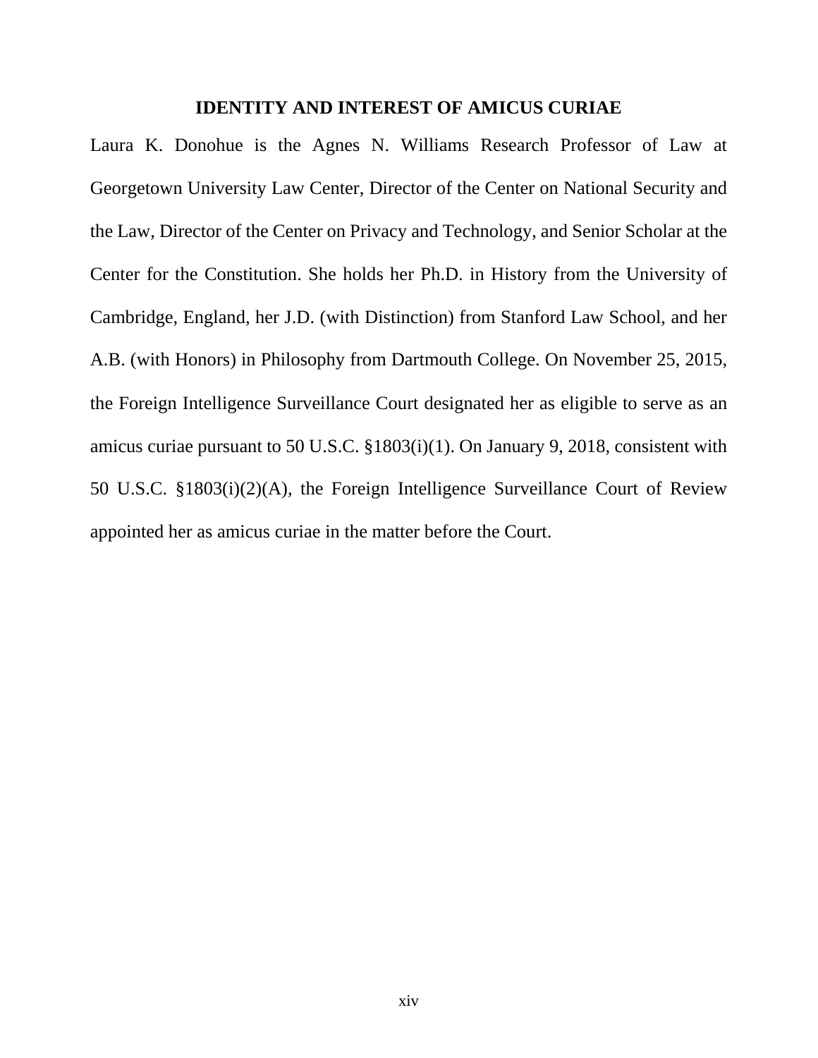## IDENTITY AND INTEREST OF AMICUS CURIAE

Laura K. Donohue is the Agnes N. Williams Research Professor of Law at Georgetown University Law Center, Director of the Center on National Security and the Law, Director of the Center on Privacy and Technology, and Senior Scholar at the Center for the Constitution. She holds her Ph.D. in History from the University of Cambridge, England, her J.D. (with Distinction) from Stanford Law School, and her A.B. (with Honors) in Philosophy from Dartmouth College. On November 25, 2015, the Foreign Intelligence Surveillance Court designated her as eligible to serve as an amicus curiae pursuant to 50 U.S.C. §1803(i)(1). On January 9, 2018, consistent with 50 U.S.C. §1803(i)(2)(A), the Foreign Intelligence Surveillance Court of Review appointed her as amicus curiae in the matter before the Court.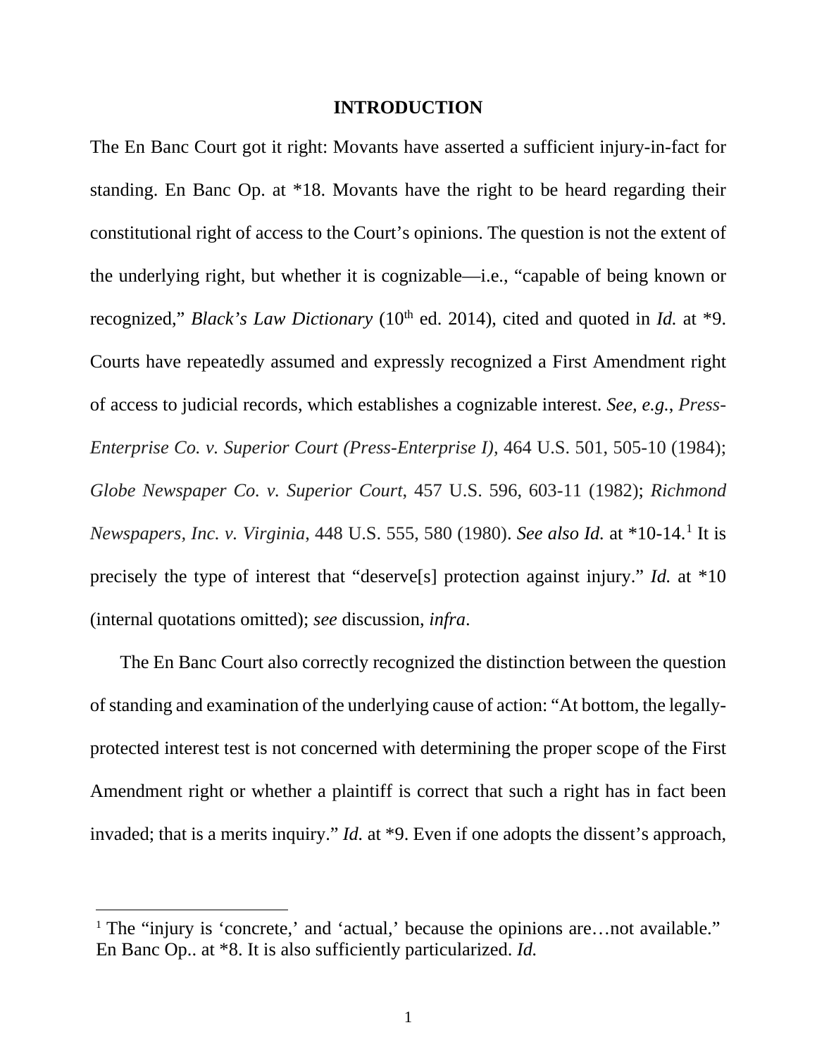## INTRODUCTION

The En Banc Court got it right: Movants have asserted a sufficient injury-in-fact for standing. En Banc Op. at *18. Movants have the right to be heard regarding their constitutional right of access to the Court's opinions. The question is not the extent of the underlying right, but whether it is cognizable—i.e., "capable of being known or recognized," *Black's Law Dictionary* (10th ed. 2014), cited and quoted in *Id.* at *9. Courts have repeatedly assumed and expressly recognized a First Amendment right of access to judicial records, which establishes a cognizable interest. *See, e.g.*, *Press-Enterprise Co. v. Superior Court (Press-Enterprise I)*, 464 U.S. 501, 505-10 (1984); *Globe Newspaper Co. v. Superior Court*, 457 U.S. 596, 603-11 (1982); *Richmond Newspapers, Inc. v. Virginia*, 448 U.S. 555, 580 (1980). ***See also Id.*** at *10-14.[1] It is precisely the type of interest that "deserve[s] protection against injury." *Id.* at *10 (internal quotations omitted); *see* discussion, *infra*.

The En Banc Court also correctly recognized the distinction between the question of standing and examination of the underlying cause of action: "At bottom, the legally-protected interest test is not concerned with determining the proper scope of the First Amendment right or whether a plaintiff is correct that such a right has in fact been invaded; that is a merits inquiry." *Id.* at *9. Even if one adopts the dissent's approach,

---

[1] The "injury is 'concrete,' and 'actual,' because the opinions are…not available." En Banc Op.. at *8. It is also sufficiently particularized. *Id.*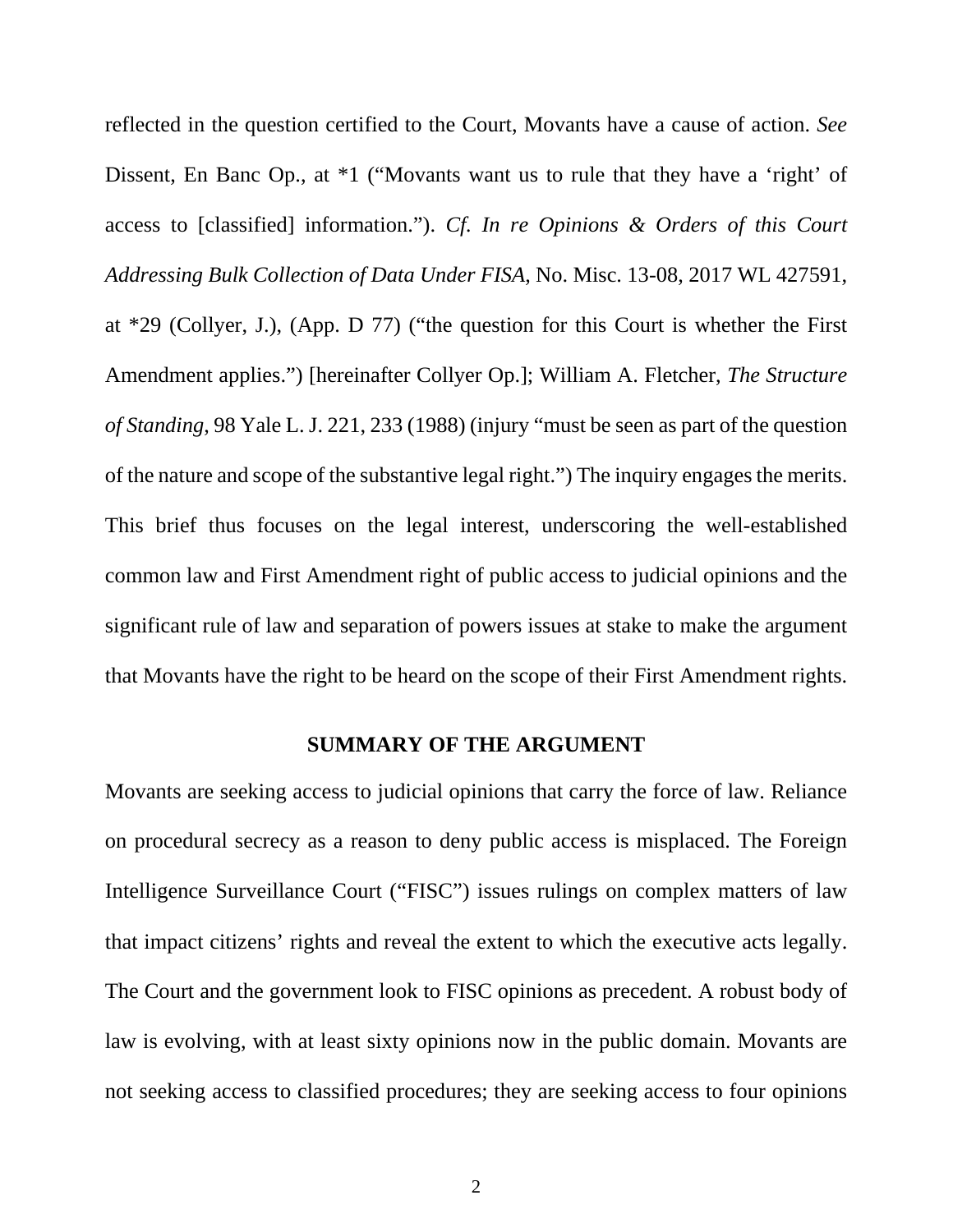reflected in the question certified to the Court, Movants have a cause of action. *See* Dissent, En Banc Op., at *1 ("Movants want us to rule that they have a 'right' of access to [classified] information."). *Cf. In re Opinions & Orders of this Court Addressing Bulk Collection of Data Under FISA*, No. Misc. 13-08, 2017 WL 427591, at *29 (Collyer, J.), (App. D 77) ("the question for this Court is whether the First Amendment applies.") [hereinafter Collyer Op.]; William A. Fletcher, *The Structure of Standing*, 98 Yale L. J. 221, 233 (1988) (injury "must be seen as part of the question of the nature and scope of the substantive legal right.") The inquiry engages the merits. This brief thus focuses on the legal interest, underscoring the well-established common law and First Amendment right of public access to judicial opinions and the significant rule of law and separation of powers issues at stake to make the argument that Movants have the right to be heard on the scope of their First Amendment rights.

## SUMMARY OF THE ARGUMENT

Movants are seeking access to judicial opinions that carry the force of law. Reliance on procedural secrecy as a reason to deny public access is misplaced. The Foreign Intelligence Surveillance Court ("FISC") issues rulings on complex matters of law that impact citizens' rights and reveal the extent to which the executive acts legally. The Court and the government look to FISC opinions as precedent. A robust body of law is evolving, with at least sixty opinions now in the public domain. Movants are not seeking access to classified procedures; they are seeking access to four opinions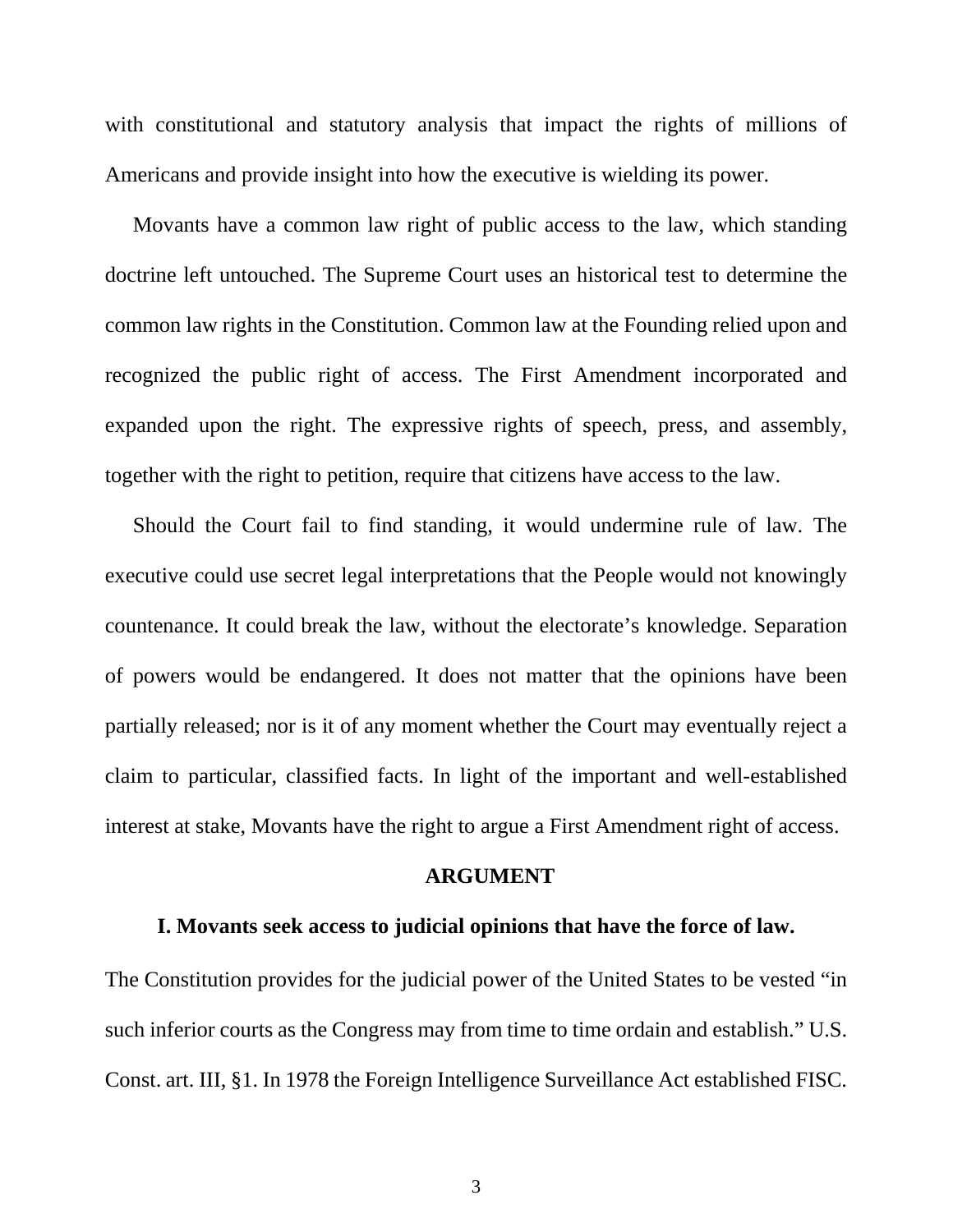with constitutional and statutory analysis that impact the rights of millions of Americans and provide insight into how the executive is wielding its power.

Movants have a common law right of public access to the law, which standing doctrine left untouched. The Supreme Court uses an historical test to determine the common law rights in the Constitution. Common law at the Founding relied upon and recognized the public right of access. The First Amendment incorporated and expanded upon the right. The expressive rights of speech, press, and assembly, together with the right to petition, require that citizens have access to the law.

Should the Court fail to find standing, it would undermine rule of law. The executive could use secret legal interpretations that the People would not knowingly countenance. It could break the law, without the electorate's knowledge. Separation of powers would be endangered. It does not matter that the opinions have been partially released; nor is it of any moment whether the Court may eventually reject a claim to particular, classified facts. In light of the important and well-established interest at stake, Movants have the right to argue a First Amendment right of access.

## ARGUMENT

### I. Movants seek access to judicial opinions that have the force of law.

The Constitution provides for the judicial power of the United States to be vested "in such inferior courts as the Congress may from time to time ordain and establish." U.S. Const. art. III, §1. In 1978 the Foreign Intelligence Surveillance Act established FISC.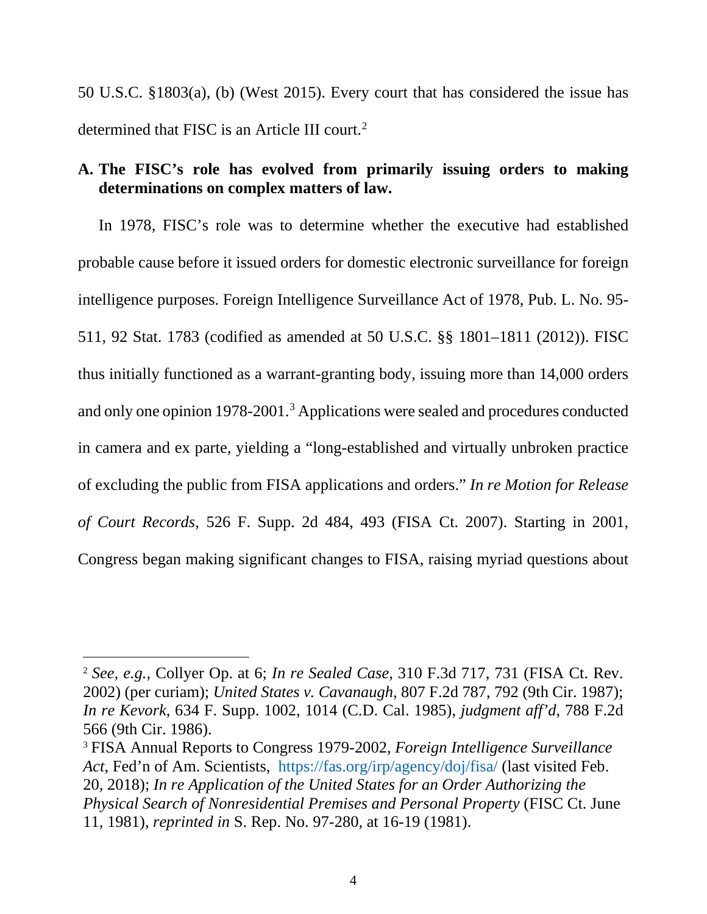50 U.S.C. §1803(a), (b) (West 2015). Every court that has considered the issue has determined that FISC is an Article III court.[2]

### A. The FISC's role has evolved from primarily issuing orders to making determinations on complex matters of law.

In 1978, FISC's role was to determine whether the executive had established probable cause before it issued orders for domestic electronic surveillance for foreign intelligence purposes. Foreign Intelligence Surveillance Act of 1978, Pub. L. No. 95-511, 92 Stat. 1783 (codified as amended at 50 U.S.C. §§ 1801–1811 (2012)). FISC thus initially functioned as a warrant-granting body, issuing more than 14,000 orders and only one opinion 1978-2001.[3] Applications were sealed and procedures conducted in camera and ex parte, yielding a "long-established and virtually unbroken practice of excluding the public from FISA applications and orders." *In re Motion for Release of Court Records*, 526 F. Supp. 2d 484, 493 (FISA Ct. 2007). Starting in 2001, Congress began making significant changes to FISA, raising myriad questions about

---

[2] *See, e.g.,* Collyer Op. at 6; *In re Sealed Case*, 310 F.3d 717, 731 (FISA Ct. Rev. 2002) (per curiam); *United States v. Cavanaugh*, 807 F.2d 787, 792 (9th Cir. 1987); *In re Kevork*, 634 F. Supp. 1002, 1014 (C.D. Cal. 1985), *judgment aff'd*, 788 F.2d 566 (9th Cir. 1986).

[3] FISA Annual Reports to Congress 1979-2002, *Foreign Intelligence Surveillance Act*, Fed'n of Am. Scientists, https://fas.org/irp/agency/doj/fisa/ (last visited Feb. 20, 2018); *In re Application of the United States for an Order Authorizing the Physical Search of Nonresidential Premises and Personal Property* (FISC Ct. June 11, 1981), *reprinted in* S. Rep. No. 97-280, at 16-19 (1981).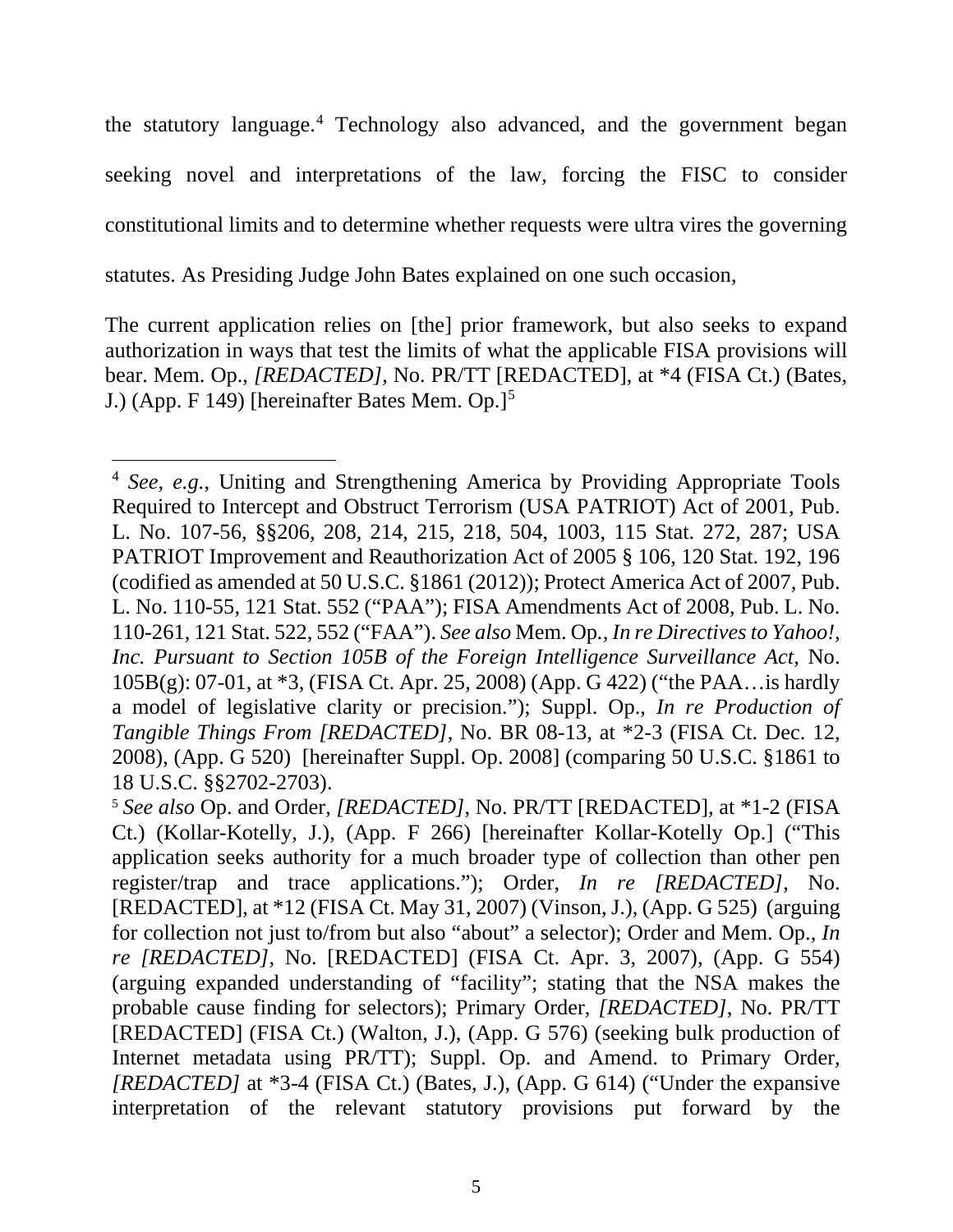the statutory language.[4] Technology also advanced, and the government began seeking novel and interpretations of the law, forcing the FISC to consider constitutional limits and to determine whether requests were ultra vires the governing statutes. As Presiding Judge John Bates explained on one such occasion,

> The current application relies on [the] prior framework, but also seeks to expand authorization in ways that test the limits of what the applicable FISA provisions will bear. Mem. Op., *[REDACTED]*, No. PR/TT [REDACTED], at *4 (FISA Ct.) (Bates, J.) (App. F 149) [hereinafter Bates Mem. Op.][5]

---

[4] *See, e.g.*, Uniting and Strengthening America by Providing Appropriate Tools Required to Intercept and Obstruct Terrorism (USA PATRIOT) Act of 2001, Pub. L. No. 107-56, §§206, 208, 214, 215, 218, 504, 1003, 115 Stat. 272, 287; USA PATRIOT Improvement and Reauthorization Act of 2005 § 106, 120 Stat. 192, 196 (codified as amended at 50 U.S.C. §1861 (2012)); Protect America Act of 2007, Pub. L. No. 110-55, 121 Stat. 552 ("PAA"); FISA Amendments Act of 2008, Pub. L. No. 110-261, 121 Stat. 522, 552 ("FAA"). *See also* Mem. Op., *In re Directives to Yahoo!, Inc. Pursuant to Section 105B of the Foreign Intelligence Surveillance Act*, No. 105B(g): 07-01, at *3, (FISA Ct. Apr. 25, 2008) (App. G 422) ("the PAA…is hardly a model of legislative clarity or precision."); Suppl. Op., *In re Production of Tangible Things From [REDACTED]*, No. BR 08-13, at *2-3 (FISA Ct. Dec. 12, 2008), (App. G 520) [hereinafter Suppl. Op. 2008] (comparing 50 U.S.C. §1861 to 18 U.S.C. §§2702-2703).

[5] *See also* Op. and Order, *[REDACTED]*, No. PR/TT [REDACTED], at *1-2 (FISA Ct.) (Kollar-Kotelly, J.), (App. F 266) [hereinafter Kollar-Kotelly Op.] ("This application seeks authority for a much broader type of collection than other pen register/trap and trace applications."); Order, *In re [REDACTED]*, No. [REDACTED], at *12 (FISA Ct. May 31, 2007) (Vinson, J.), (App. G 525) (arguing for collection not just to/from but also "about" a selector); Order and Mem. Op., *In re [REDACTED]*, No. [REDACTED] (FISA Ct. Apr. 3, 2007), (App. G 554) (arguing expanded understanding of "facility"; stating that the NSA makes the probable cause finding for selectors); Primary Order, *[REDACTED]*, No. PR/TT [REDACTED] (FISA Ct.) (Walton, J.), (App. G 576) (seeking bulk production of Internet metadata using PR/TT); Suppl. Op. and Amend. to Primary Order, *[REDACTED]* at *3-4 (FISA Ct.) (Bates, J.), (App. G 614) ("Under the expansive interpretation of the relevant statutory provisions put forward by the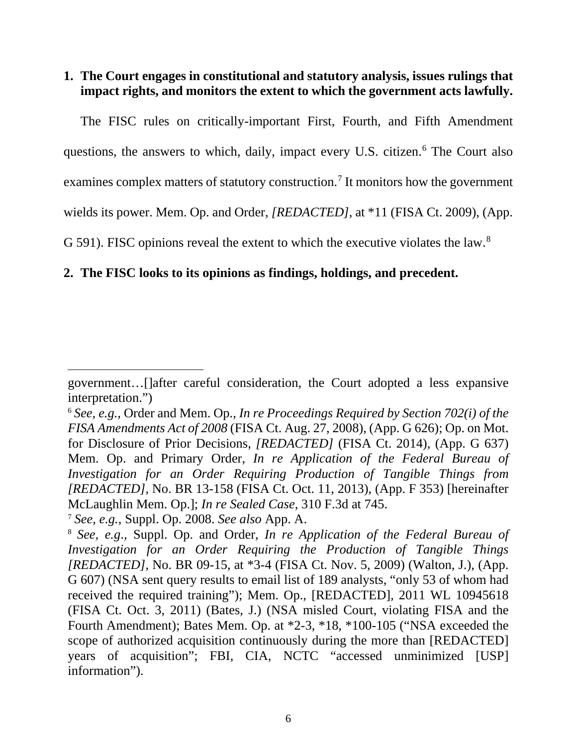**1. The Court engages in constitutional and statutory analysis, issues rulings that impact rights, and monitors the extent to which the government acts lawfully.**

The FISC rules on critically-important First, Fourth, and Fifth Amendment questions, the answers to which, daily, impact every U.S. citizen.[6] The Court also examines complex matters of statutory construction.[7] It monitors how the government wields its power. Mem. Op. and Order, *[REDACTED]*, at *11 (FISA Ct. 2009), (App. G 591). FISC opinions reveal the extent to which the executive violates the law.[8]

**2. The FISC looks to its opinions as findings, holdings, and precedent.**

---

government…[]after careful consideration, the Court adopted a less expansive interpretation.")

[6] *See, e.g.*, Order and Mem. Op., *In re Proceedings Required by Section 702(i) of the FISA Amendments Act of 2008* (FISA Ct. Aug. 27, 2008), (App. G 626); Op. on Mot. for Disclosure of Prior Decisions, *[REDACTED]* (FISA Ct. 2014), (App. G 637) Mem. Op. and Primary Order, *In re Application of the Federal Bureau of Investigation for an Order Requiring Production of Tangible Things from [REDACTED]*, No. BR 13-158 (FISA Ct. Oct. 11, 2013), (App. F 353) [hereinafter McLaughlin Mem. Op.]; *In re Sealed Case*, 310 F.3d at 745.

[7] *See, e.g.*, Suppl. Op. 2008. *See also* App. A.

[8] *See, e.g*., Suppl. Op. and Order, *In re Application of the Federal Bureau of Investigation for an Order Requiring the Production of Tangible Things [REDACTED]*, No. BR 09-15, at *3-4 (FISA Ct. Nov. 5, 2009) (Walton, J.), (App. G 607) (NSA sent query results to email list of 189 analysts, "only 53 of whom had received the required training"); Mem. Op., [REDACTED], 2011 WL 10945618 (FISA Ct. Oct. 3, 2011) (Bates, J.) (NSA misled Court, violating FISA and the Fourth Amendment); Bates Mem. Op. at *2-3, *18, *100-105 ("NSA exceeded the scope of authorized acquisition continuously during the more than [REDACTED] years of acquisition"; FBI, CIA, NCTC "accessed unminimized [USP] information").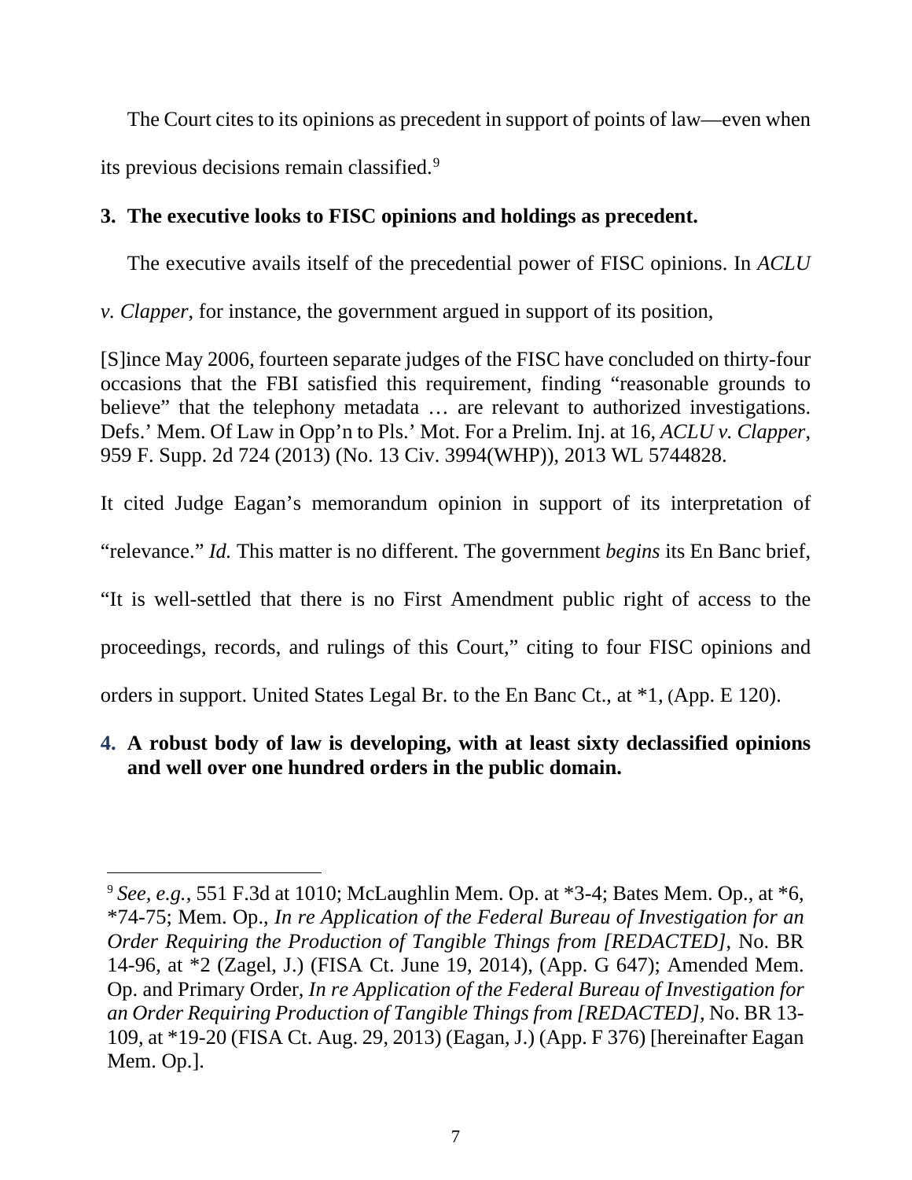The Court cites to its opinions as precedent in support of points of law—even when its previous decisions remain classified.[9]

**3. The executive looks to FISC opinions and holdings as precedent.**

The executive avails itself of the precedential power of FISC opinions. In *ACLU v. Clapper*, for instance, the government argued in support of its position,

> [S]ince May 2006, fourteen separate judges of the FISC have concluded on thirty-four occasions that the FBI satisfied this requirement, finding "reasonable grounds to believe" that the telephony metadata … are relevant to authorized investigations. Defs.' Mem. Of Law in Opp'n to Pls.' Mot. For a Prelim. Inj. at 16, *ACLU v. Clapper*, 959 F. Supp. 2d 724 (2013) (No. 13 Civ. 3994(WHP)), 2013 WL 5744828.

It cited Judge Eagan's memorandum opinion in support of its interpretation of "relevance." *Id.* This matter is no different. The government *begins* its En Banc brief, "It is well-settled that there is no First Amendment public right of access to the proceedings, records, and rulings of this Court," citing to four FISC opinions and orders in support. United States Legal Br. to the En Banc Ct., at *1, (App. E 120).

**4. A robust body of law is developing, with at least sixty declassified opinions and well over one hundred orders in the public domain.**

---

[9] *See, e.g.*, 551 F.3d at 1010; McLaughlin Mem. Op. at *3-4; Bates Mem. Op., at *6, *74-75; Mem. Op., *In re Application of the Federal Bureau of Investigation for an Order Requiring the Production of Tangible Things from [REDACTED]*, No. BR 14-96, at *2 (Zagel, J.) (FISA Ct. June 19, 2014), (App. G 647); Amended Mem. Op. and Primary Order, *In re Application of the Federal Bureau of Investigation for an Order Requiring Production of Tangible Things from [REDACTED]*, No. BR 13-109, at *19-20 (FISA Ct. Aug. 29, 2013) (Eagan, J.) (App. F 376) [hereinafter Eagan Mem. Op.].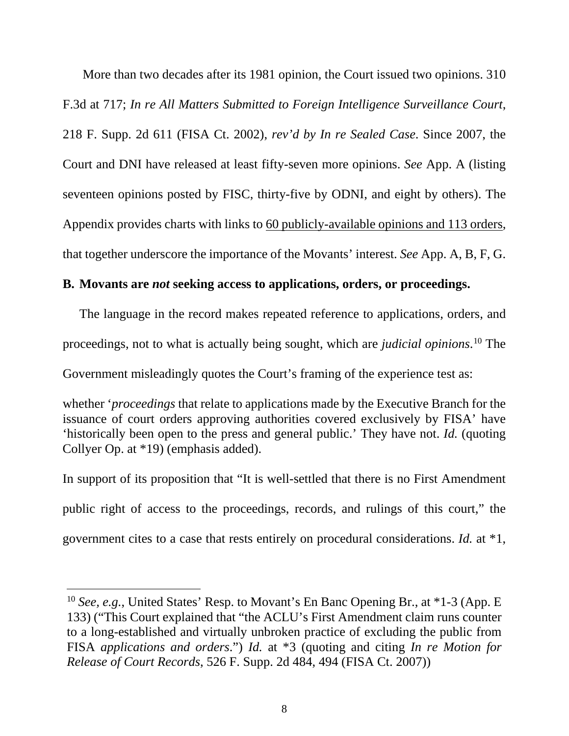More than two decades after its 1981 opinion, the Court issued two opinions. 310 F.3d at 717; *In re All Matters Submitted to Foreign Intelligence Surveillance Court*, 218 F. Supp. 2d 611 (FISA Ct. 2002), *rev'd by In re Sealed Case*. Since 2007, the Court and DNI have released at least fifty-seven more opinions. *See* App. A (listing seventeen opinions posted by FISC, thirty-five by ODNI, and eight by others). The Appendix provides charts with links to <u>60 publicly-available opinions and 113 orders</u>, that together underscore the importance of the Movants' interest. *See* App. A, B, F, G.

**B. Movants are *not* seeking access to applications, orders, or proceedings.**

The language in the record makes repeated reference to applications, orders, and proceedings, not to what is actually being sought, which are *judicial opinions*.[10] The Government misleadingly quotes the Court's framing of the experience test as:

> whether '*proceedings* that relate to applications made by the Executive Branch for the issuance of court orders approving authorities covered exclusively by FISA' have 'historically been open to the press and general public.' They have not. *Id.* (quoting Collyer Op. at *19) (emphasis added).

In support of its proposition that "It is well-settled that there is no First Amendment public right of access to the proceedings, records, and rulings of this court," the government cites to a case that rests entirely on procedural considerations. *Id.* at *1,

---

[10] *See, e.g.*, United States' Resp. to Movant's En Banc Opening Br., at *1-3 (App. E 133) ("This Court explained that "the ACLU's First Amendment claim runs counter to a long-established and virtually unbroken practice of excluding the public from FISA *applications and orders*.") *Id.* at *3 (quoting and citing *In re Motion for Release of Court Records*, 526 F. Supp. 2d 484, 494 (FISA Ct. 2007))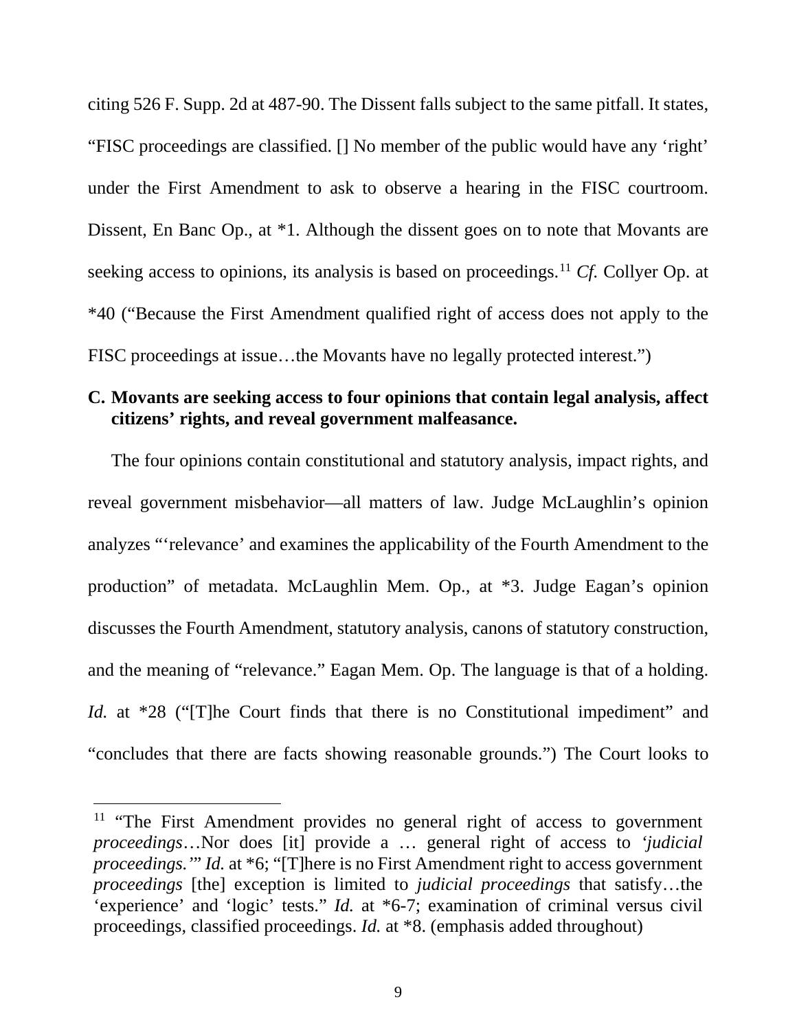citing 526 F. Supp. 2d at 487-90. The Dissent falls subject to the same pitfall. It states, "FISC proceedings are classified. [] No member of the public would have any 'right' under the First Amendment to ask to observe a hearing in the FISC courtroom. Dissent, En Banc Op., at *1. Although the dissent goes on to note that Movants are seeking access to opinions, its analysis is based on proceedings.[11] *Cf.* Collyer Op. at *40 ("Because the First Amendment qualified right of access does not apply to the FISC proceedings at issue…the Movants have no legally protected interest.")

### C. Movants are seeking access to four opinions that contain legal analysis, affect citizens' rights, and reveal government malfeasance.

The four opinions contain constitutional and statutory analysis, impact rights, and reveal government misbehavior—all matters of law. Judge McLaughlin's opinion analyzes "'relevance' and examines the applicability of the Fourth Amendment to the production" of metadata. McLaughlin Mem. Op., at *3. Judge Eagan's opinion discusses the Fourth Amendment, statutory analysis, canons of statutory construction, and the meaning of "relevance." Eagan Mem. Op. The language is that of a holding. *Id.* at *28 ("[T]he Court finds that there is no Constitutional impediment" and "concludes that there are facts showing reasonable grounds.") The Court looks to

---

[11] "The First Amendment provides no general right of access to government *proceedings*…Nor does [it] provide a … general right of access to *'judicial proceedings.'*" *Id.* at *6; "[T]here is no First Amendment right to access government *proceedings* [the] exception is limited to *judicial proceedings* that satisfy…the 'experience' and 'logic' tests." *Id.* at *6-7; examination of criminal versus civil proceedings, classified proceedings. *Id.* at *8. (emphasis added throughout)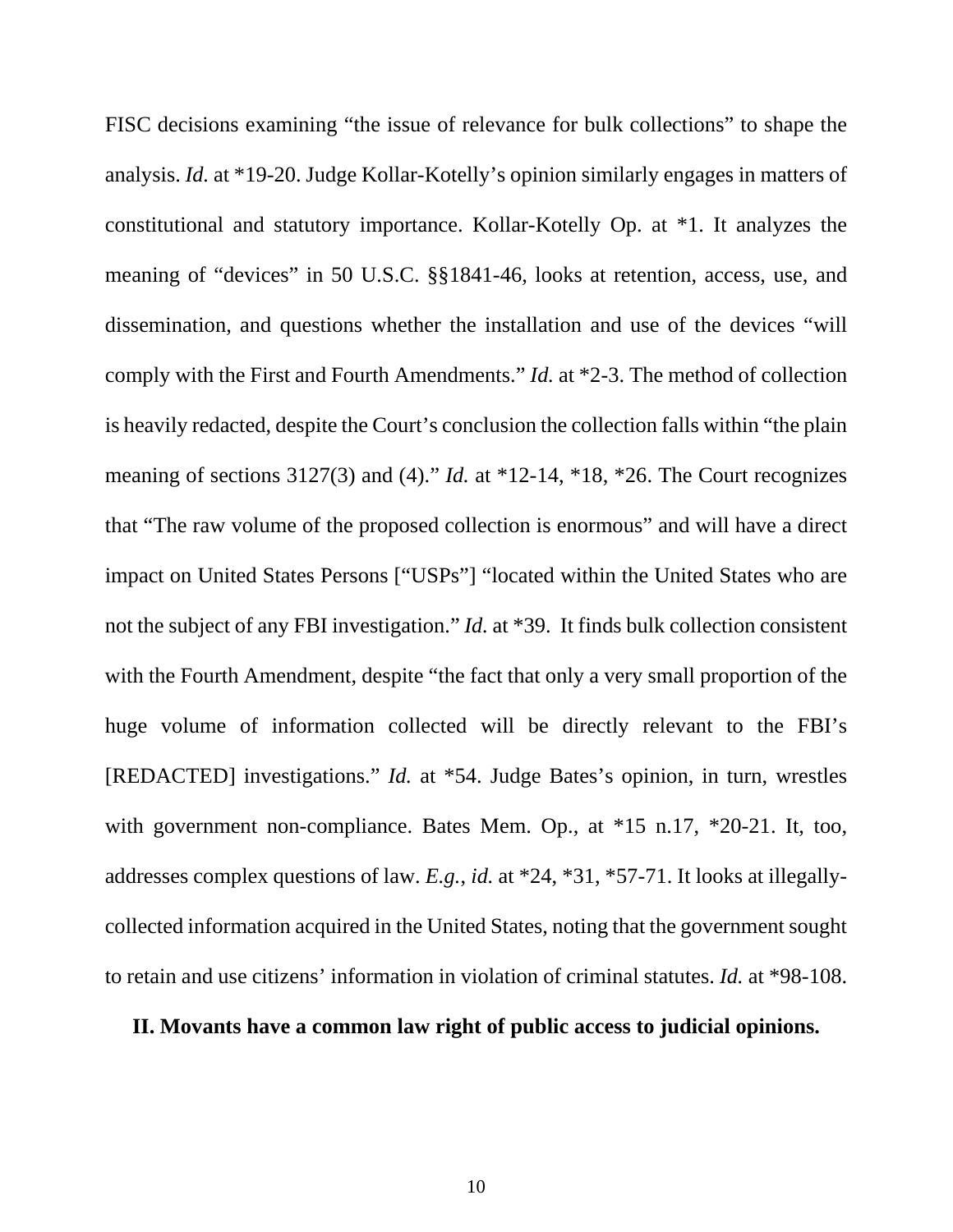FISC decisions examining "the issue of relevance for bulk collections" to shape the analysis. *Id.* at *19-20. Judge Kollar-Kotelly's opinion similarly engages in matters of constitutional and statutory importance. Kollar-Kotelly Op. at *1. It analyzes the meaning of "devices" in 50 U.S.C. §§1841-46, looks at retention, access, use, and dissemination, and questions whether the installation and use of the devices "will comply with the First and Fourth Amendments." *Id.* at *2-3. The method of collection is heavily redacted, despite the Court's conclusion the collection falls within "the plain meaning of sections 3127(3) and (4)." *Id.* at *12-14, *18, *26. The Court recognizes that "The raw volume of the proposed collection is enormous" and will have a direct impact on United States Persons ["USPs"] "located within the United States who are not the subject of any FBI investigation." *Id.* at *39. It finds bulk collection consistent with the Fourth Amendment, despite "the fact that only a very small proportion of the huge volume of information collected will be directly relevant to the FBI's [REDACTED] investigations." *Id.* at *54. Judge Bates's opinion, in turn, wrestles with government non-compliance. Bates Mem. Op., at *15 n.17, *20-21. It, too, addresses complex questions of law. *E.g.*, *id.* at *24, *31, *57-71. It looks at illegally-collected information acquired in the United States, noting that the government sought to retain and use citizens' information in violation of criminal statutes. *Id.* at *98-108.

## II. Movants have a common law right of public access to judicial opinions.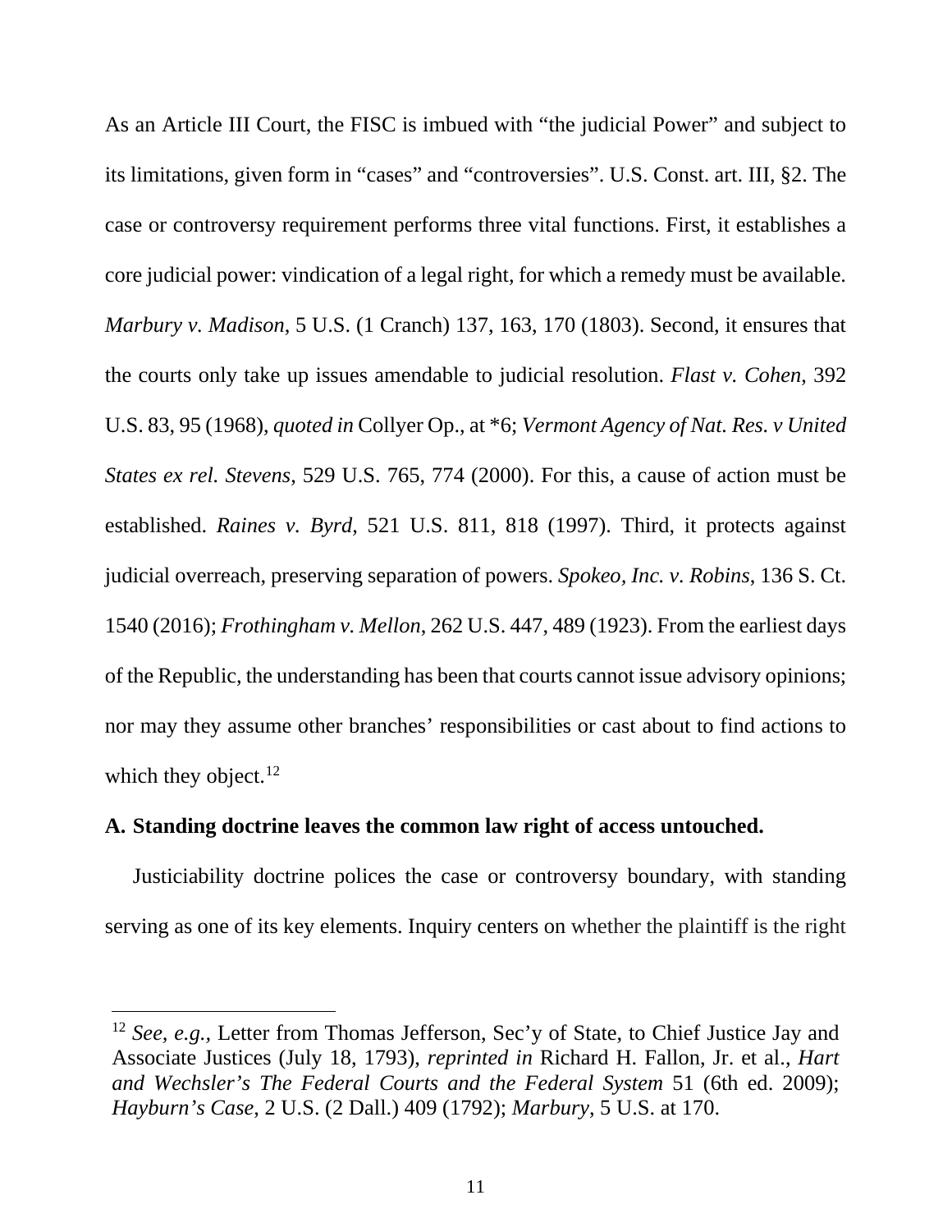As an Article III Court, the FISC is imbued with "the judicial Power" and subject to its limitations, given form in "cases" and "controversies". U.S. Const. art. III, §2. The case or controversy requirement performs three vital functions. First, it establishes a core judicial power: vindication of a legal right, for which a remedy must be available. *Marbury v. Madison*, 5 U.S. (1 Cranch) 137, 163, 170 (1803). Second, it ensures that the courts only take up issues amendable to judicial resolution. *Flast v. Cohen*, 392 U.S. 83, 95 (1968), *quoted in* Collyer Op., at *6; *Vermont Agency of Nat. Res. v United States ex rel. Stevens*, 529 U.S. 765, 774 (2000). For this, a cause of action must be established. *Raines v. Byrd*, 521 U.S. 811, 818 (1997). Third, it protects against judicial overreach, preserving separation of powers. *Spokeo, Inc. v. Robins*, 136 S. Ct. 1540 (2016); *Frothingham v. Mellon*, 262 U.S. 447, 489 (1923). From the earliest days of the Republic, the understanding has been that courts cannot issue advisory opinions; nor may they assume other branches' responsibilities or cast about to find actions to which they object.[12]

### A. Standing doctrine leaves the common law right of access untouched.

Justiciability doctrine polices the case or controversy boundary, with standing serving as one of its key elements. Inquiry centers on whether the plaintiff is the right

---

[12] *See, e.g.*, Letter from Thomas Jefferson, Sec'y of State, to Chief Justice Jay and Associate Justices (July 18, 1793), *reprinted in* Richard H. Fallon, Jr. et al., *Hart and Wechsler's The Federal Courts and the Federal System* 51 (6th ed. 2009); *Hayburn's Case*, 2 U.S. (2 Dall.) 409 (1792); *Marbury*, 5 U.S. at 170.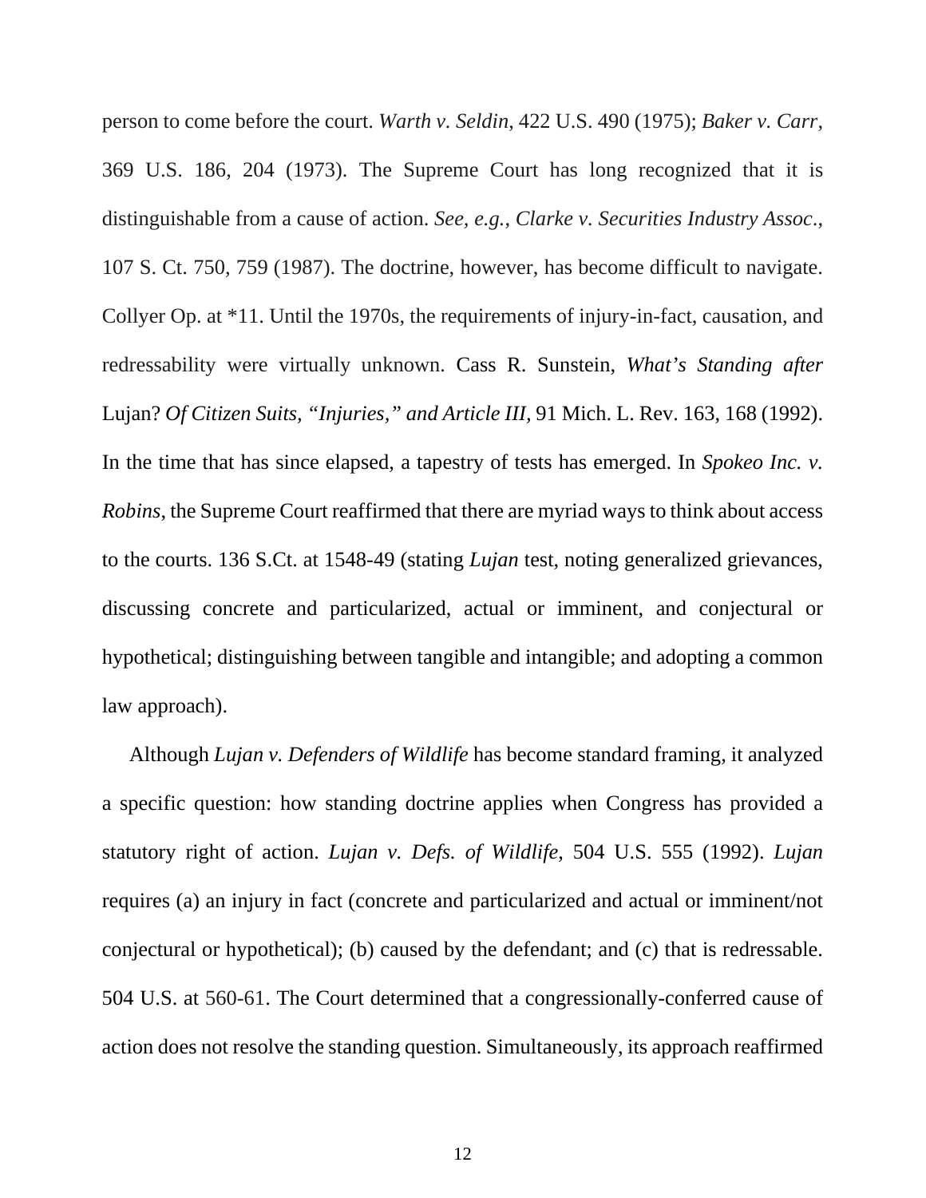person to come before the court. *Warth v. Seldin*, 422 U.S. 490 (1975); *Baker v. Carr*, 369 U.S. 186, 204 (1973). The Supreme Court has long recognized that it is distinguishable from a cause of action. *See, e.g., Clarke v. Securities Industry Assoc*., 107 S. Ct. 750, 759 (1987). The doctrine, however, has become difficult to navigate. Collyer Op. at *11. Until the 1970s, the requirements of injury-in-fact, causation, and redressability were virtually unknown. Cass R. Sunstein, *What's Standing after* Lujan? *Of Citizen Suits, "Injuries," and Article III*, 91 Mich. L. Rev. 163, 168 (1992). In the time that has since elapsed, a tapestry of tests has emerged. In *Spokeo Inc. v. Robins,* the Supreme Court reaffirmed that there are myriad ways to think about access to the courts. 136 S.Ct. at 1548-49 (stating *Lujan* test, noting generalized grievances, discussing concrete and particularized, actual or imminent, and conjectural or hypothetical; distinguishing between tangible and intangible; and adopting a common law approach).

Although *Lujan v. Defenders of Wildlife* has become standard framing, it analyzed a specific question: how standing doctrine applies when Congress has provided a statutory right of action. *Lujan v. Defs. of Wildlife*, 504 U.S. 555 (1992). *Lujan* requires (a) an injury in fact (concrete and particularized and actual or imminent/not conjectural or hypothetical); (b) caused by the defendant; and (c) that is redressable. 504 U.S. at 560-61. The Court determined that a congressionally-conferred cause of action does not resolve the standing question. Simultaneously, its approach reaffirmed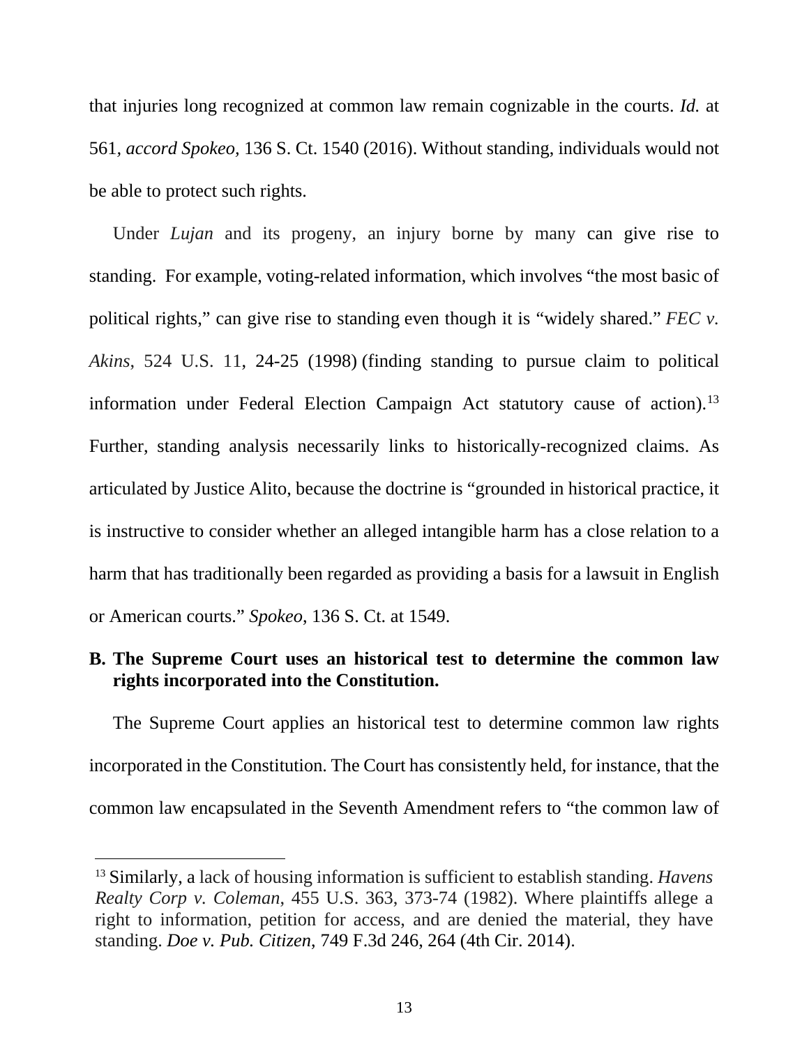that injuries long recognized at common law remain cognizable in the courts. *Id.* at 561, *accord Spokeo*, 136 S. Ct. 1540 (2016). Without standing, individuals would not be able to protect such rights.

Under *Lujan* and its progeny, an injury borne by many can give rise to standing. For example, voting-related information, which involves "the most basic of political rights," can give rise to standing even though it is "widely shared." *FEC v. Akins*, 524 U.S. 11, 24-25 (1998) (finding standing to pursue claim to political information under Federal Election Campaign Act statutory cause of action).[13] Further, standing analysis necessarily links to historically-recognized claims. As articulated by Justice Alito, because the doctrine is "grounded in historical practice, it is instructive to consider whether an alleged intangible harm has a close relation to a harm that has traditionally been regarded as providing a basis for a lawsuit in English or American courts." *Spokeo*, 136 S. Ct. at 1549.

### B. The Supreme Court uses an historical test to determine the common law rights incorporated into the Constitution.

The Supreme Court applies an historical test to determine common law rights incorporated in the Constitution. The Court has consistently held, for instance, that the common law encapsulated in the Seventh Amendment refers to "the common law of

---

[13] Similarly, a lack of housing information is sufficient to establish standing. *Havens Realty Corp v. Coleman*, 455 U.S. 363, 373-74 (1982). Where plaintiffs allege a right to information, petition for access, and are denied the material, they have standing. *Doe v. Pub. Citizen*, 749 F.3d 246, 264 (4th Cir. 2014).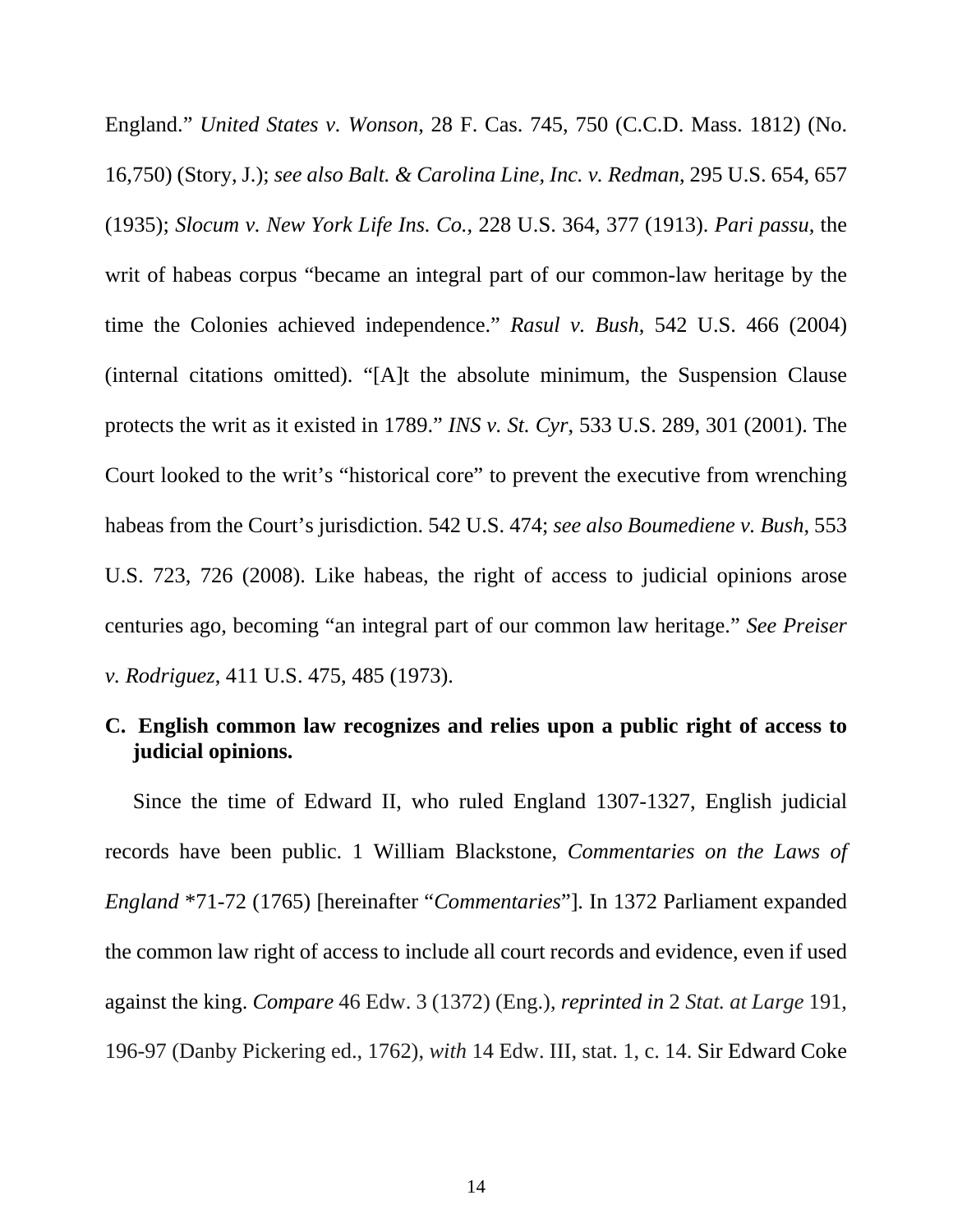England." *United States v. Wonson*, 28 F. Cas. 745, 750 (C.C.D. Mass. 1812) (No. 16,750) (Story, J.); *see also Balt. & Carolina Line, Inc. v. Redman*, 295 U.S. 654, 657 (1935); *Slocum v. New York Life Ins. Co.*, 228 U.S. 364, 377 (1913). *Pari passu*, the writ of habeas corpus "became an integral part of our common-law heritage by the time the Colonies achieved independence." *Rasul v. Bush*, 542 U.S. 466 (2004) (internal citations omitted). "[A]t the absolute minimum, the Suspension Clause protects the writ as it existed in 1789." *INS v. St. Cyr*, 533 U.S. 289, 301 (2001). The Court looked to the writ's "historical core" to prevent the executive from wrenching habeas from the Court's jurisdiction. 542 U.S. 474; *see also Boumediene v. Bush*, 553 U.S. 723, 726 (2008). Like habeas, the right of access to judicial opinions arose centuries ago, becoming "an integral part of our common law heritage." *See Preiser v. Rodriguez*, 411 U.S. 475, 485 (1973).

### C. English common law recognizes and relies upon a public right of access to judicial opinions.

Since the time of Edward II, who ruled England 1307-1327, English judicial records have been public. 1 William Blackstone, *Commentaries on the Laws of England* *71-72 (1765) [hereinafter "*Commentaries*"]. In 1372 Parliament expanded the common law right of access to include all court records and evidence, even if used against the king. *Compare* 46 Edw. 3 (1372) (Eng.), *reprinted in* 2 *Stat. at Large* 191, 196-97 (Danby Pickering ed., 1762), *with* 14 Edw. III, stat. 1, c. 14. Sir Edward Coke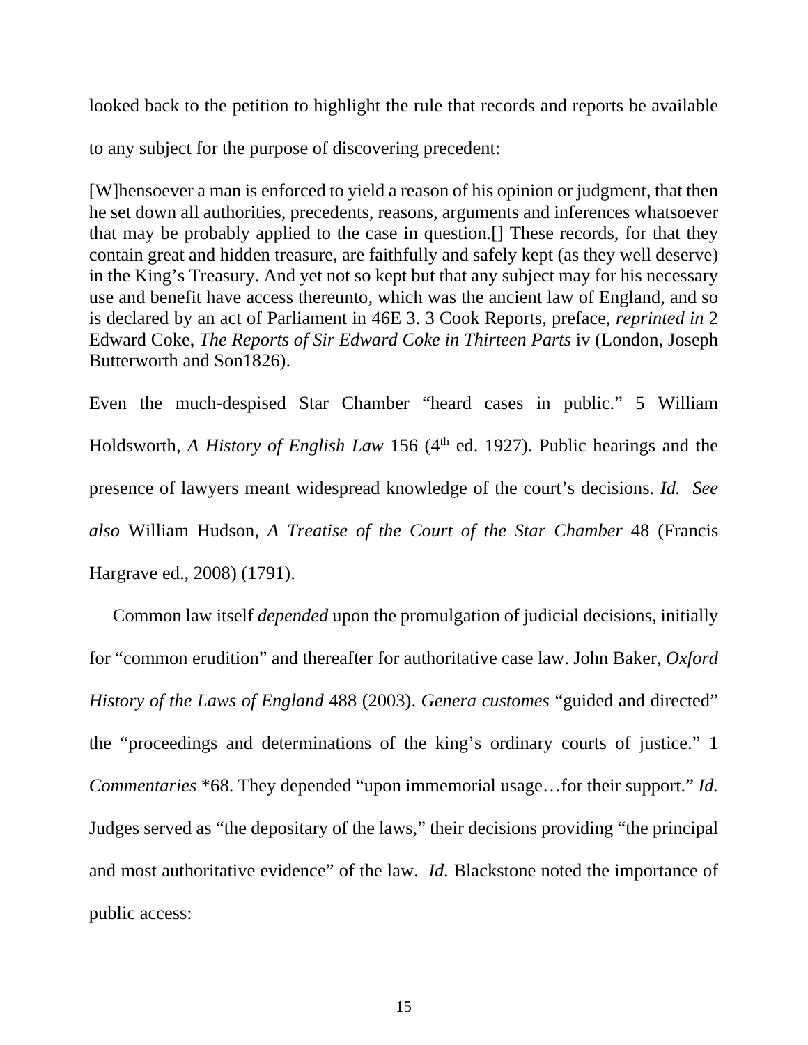looked back to the petition to highlight the rule that records and reports be available to any subject for the purpose of discovering precedent:

> [W]hensoever a man is enforced to yield a reason of his opinion or judgment, that then he set down all authorities, precedents, reasons, arguments and inferences whatsoever that may be probably applied to the case in question.[] These records, for that they contain great and hidden treasure, are faithfully and safely kept (as they well deserve) in the King's Treasury. And yet not so kept but that any subject may for his necessary use and benefit have access thereunto, which was the ancient law of England, and so is declared by an act of Parliament in 46E 3. 3 Cook Reports, preface, *reprinted in* 2 Edward Coke, *The Reports of Sir Edward Coke in Thirteen Parts* iv (London, Joseph Butterworth and Son1826).

Even the much-despised Star Chamber "heard cases in public." 5 William Holdsworth, *A History of English Law* 156 (4th ed. 1927). Public hearings and the presence of lawyers meant widespread knowledge of the court's decisions. *Id. See also* William Hudson, *A Treatise of the Court of the Star Chamber* 48 (Francis Hargrave ed., 2008) (1791).

Common law itself *depended* upon the promulgation of judicial decisions, initially for "common erudition" and thereafter for authoritative case law. John Baker, *Oxford History of the Laws of England* 488 (2003). *Genera customes* "guided and directed" the "proceedings and determinations of the king's ordinary courts of justice." 1 *Commentaries* *68. They depended "upon immemorial usage…for their support." *Id.* Judges served as "the depositary of the laws," their decisions providing "the principal and most authoritative evidence" of the law. *Id.* Blackstone noted the importance of public access: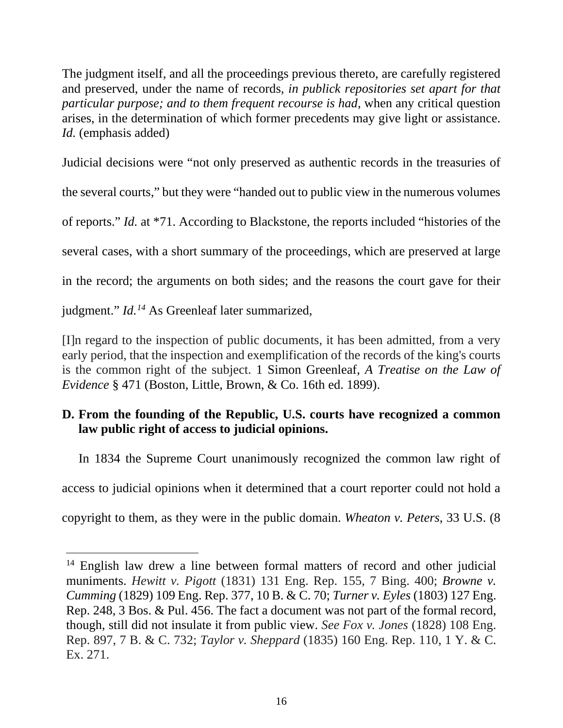The judgment itself, and all the proceedings previous thereto, are carefully registered and preserved, under the name of records, *in publick repositories set apart for that particular purpose; and to them frequent recourse is had*, when any critical question arises, in the determination of which former precedents may give light or assistance. *Id.* (emphasis added)

Judicial decisions were "not only preserved as authentic records in the treasuries of the several courts," but they were "handed out to public view in the numerous volumes of reports." *Id.* at *71. According to Blackstone, the reports included "histories of the several cases, with a short summary of the proceedings, which are preserved at large in the record; the arguments on both sides; and the reasons the court gave for their judgment." *Id.*[14] As Greenleaf later summarized,

> [I]n regard to the inspection of public documents, it has been admitted, from a very early period, that the inspection and exemplification of the records of the king's courts is the common right of the subject. 1 Simon Greenleaf, *A Treatise on the Law of Evidence* § 471 (Boston, Little, Brown, & Co. 16th ed. 1899).

### D. From the founding of the Republic, U.S. courts have recognized a common law public right of access to judicial opinions.

In 1834 the Supreme Court unanimously recognized the common law right of access to judicial opinions when it determined that a court reporter could not hold a copyright to them, as they were in the public domain. *Wheaton v. Peters*, 33 U.S. (8

---

[14] English law drew a line between formal matters of record and other judicial muniments. *Hewitt v. Pigott* (1831) 131 Eng. Rep. 155, 7 Bing. 400; *Browne v. Cumming* (1829) 109 Eng. Rep. 377, 10 B. & C. 70; *Turner v. Eyles* (1803) 127 Eng. Rep. 248, 3 Bos. & Pul. 456. The fact a document was not part of the formal record, though, still did not insulate it from public view. *See Fox v. Jones* (1828) 108 Eng. Rep. 897, 7 B. & C. 732; *Taylor v. Sheppard* (1835) 160 Eng. Rep. 110, 1 Y. & C. Ex. 271.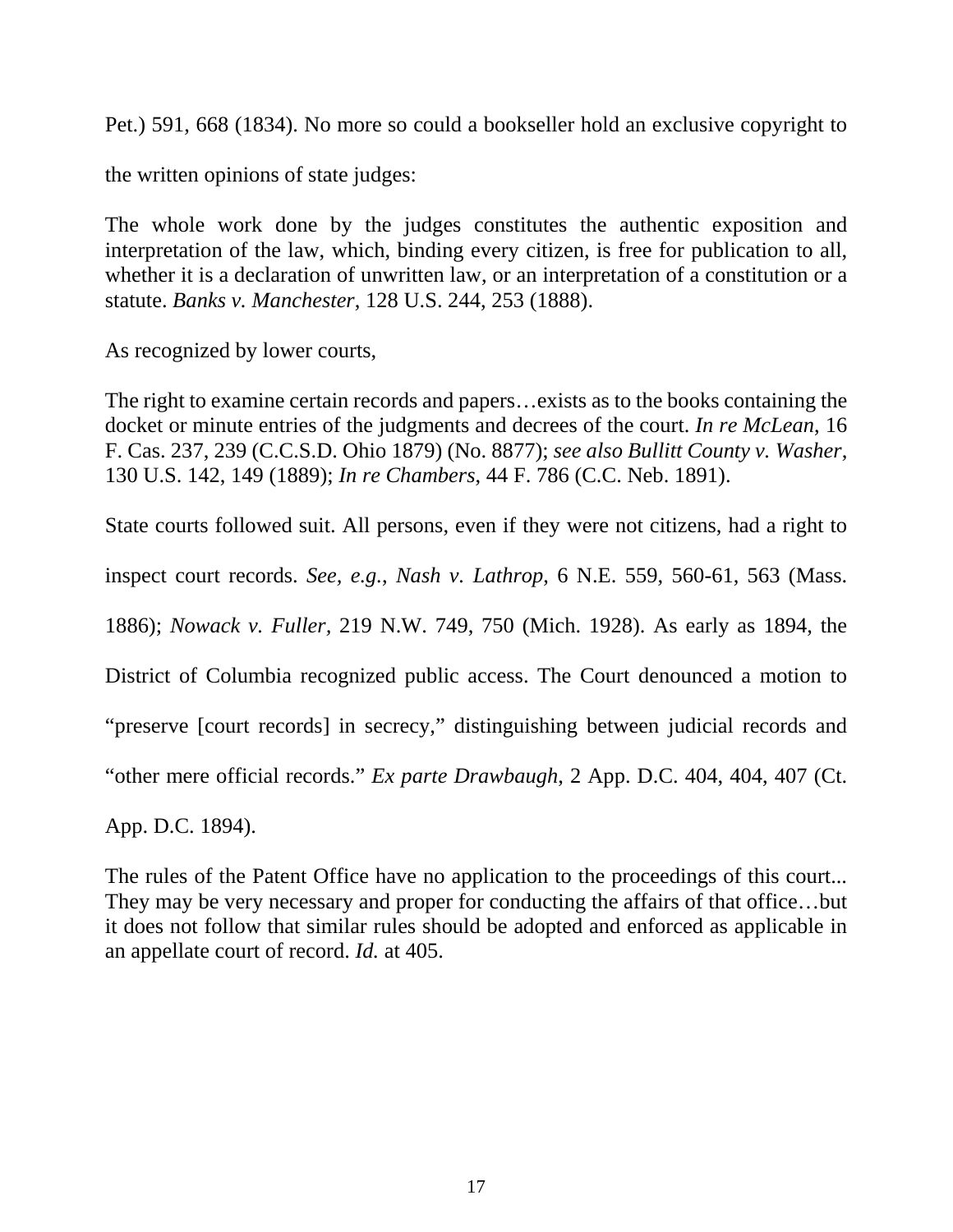Pet.) 591, 668 (1834). No more so could a bookseller hold an exclusive copyright to the written opinions of state judges:

> The whole work done by the judges constitutes the authentic exposition and interpretation of the law, which, binding every citizen, is free for publication to all, whether it is a declaration of unwritten law, or an interpretation of a constitution or a statute. *Banks v. Manchester*, 128 U.S. 244, 253 (1888).

As recognized by lower courts,

> The right to examine certain records and papers…exists as to the books containing the docket or minute entries of the judgments and decrees of the court. *In re McLean*, 16 F. Cas. 237, 239 (C.C.S.D. Ohio 1879) (No. 8877); *see also Bullitt County v. Washer*, 130 U.S. 142, 149 (1889); *In re Chambers*, 44 F. 786 (C.C. Neb. 1891).

State courts followed suit. All persons, even if they were not citizens, had a right to inspect court records. *See, e.g.*, *Nash v. Lathrop*, 6 N.E. 559, 560-61, 563 (Mass. 1886); *Nowack v. Fuller*, 219 N.W. 749, 750 (Mich. 1928). As early as 1894, the District of Columbia recognized public access. The Court denounced a motion to "preserve [court records] in secrecy," distinguishing between judicial records and "other mere official records." *Ex parte Drawbaugh*, 2 App. D.C. 404, 404, 407 (Ct. App. D.C. 1894).

> The rules of the Patent Office have no application to the proceedings of this court... They may be very necessary and proper for conducting the affairs of that office…but it does not follow that similar rules should be adopted and enforced as applicable in an appellate court of record. *Id.* at 405.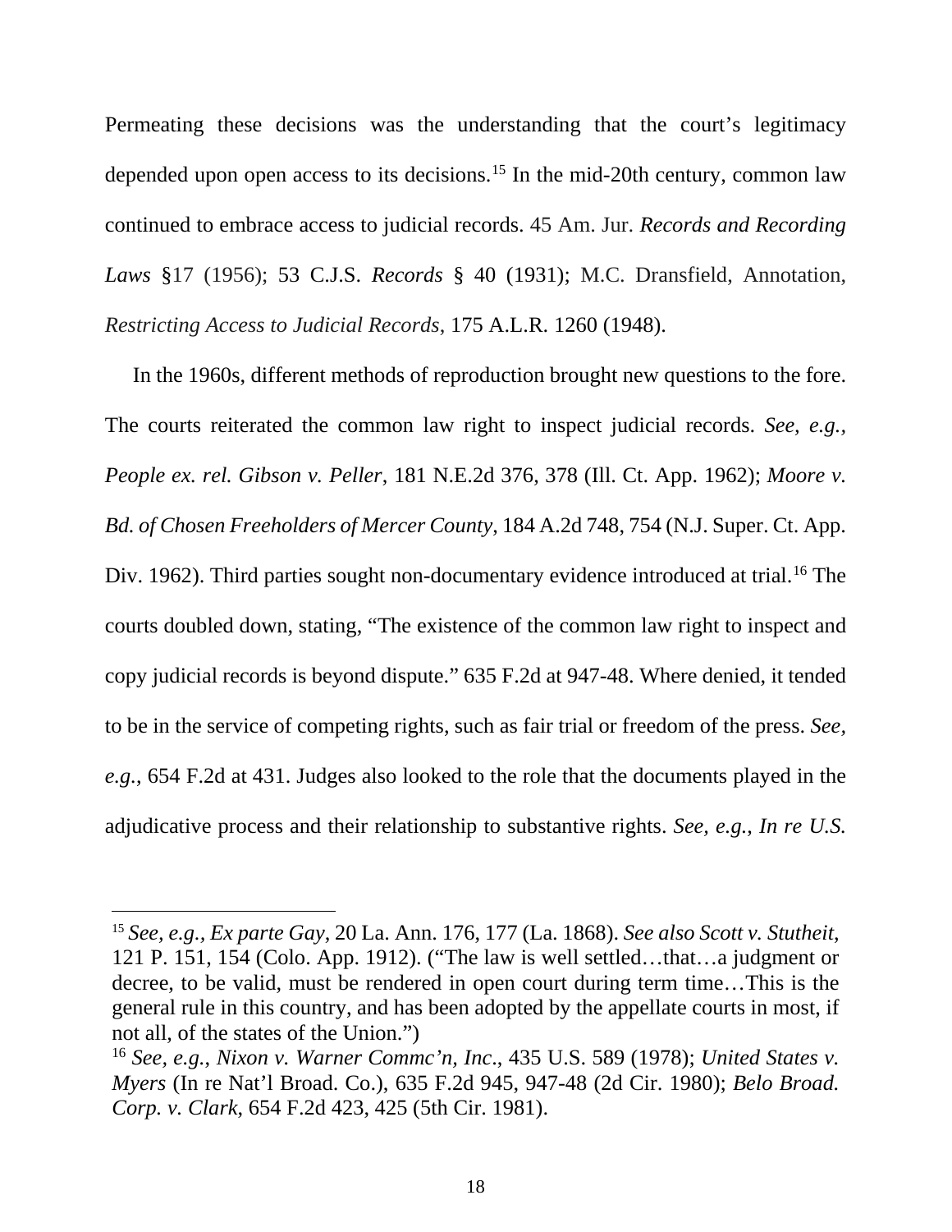Permeating these decisions was the understanding that the court's legitimacy depended upon open access to its decisions.[15] In the mid-20th century, common law continued to embrace access to judicial records. 45 Am. Jur. *Records and Recording Laws* §17 (1956); 53 C.J.S. *Records* § 40 (1931); M.C. Dransfield, Annotation, *Restricting Access to Judicial Records*, 175 A.L.R. 1260 (1948).

In the 1960s, different methods of reproduction brought new questions to the fore. The courts reiterated the common law right to inspect judicial records. *See, e.g., People ex. rel. Gibson v. Peller*, 181 N.E.2d 376, 378 (Ill. Ct. App. 1962); *Moore v. Bd. of Chosen Freeholders of Mercer County*, 184 A.2d 748, 754 (N.J. Super. Ct. App. Div. 1962). Third parties sought non-documentary evidence introduced at trial.[16] The courts doubled down, stating, "The existence of the common law right to inspect and copy judicial records is beyond dispute." 635 F.2d at 947-48. Where denied, it tended to be in the service of competing rights, such as fair trial or freedom of the press. *See, e.g.*, 654 F.2d at 431. Judges also looked to the role that the documents played in the adjudicative process and their relationship to substantive rights. *See, e.g.*, *In re U.S.*

---

[15] *See, e.g.*, *Ex parte Gay*, 20 La. Ann. 176, 177 (La. 1868). *See also Scott v. Stutheit*, 121 P. 151, 154 (Colo. App. 1912). ("The law is well settled…that…a judgment or decree, to be valid, must be rendered in open court during term time…This is the general rule in this country, and has been adopted by the appellate courts in most, if not all, of the states of the Union.")

[16] *See, e.g.*, *Nixon v. Warner Commc'n, Inc*., 435 U.S. 589 (1978); *United States v. Myers* (In re Nat'l Broad. Co.), 635 F.2d 945, 947-48 (2d Cir. 1980); *Belo Broad. Corp. v. Clark*, 654 F.2d 423, 425 (5th Cir. 1981).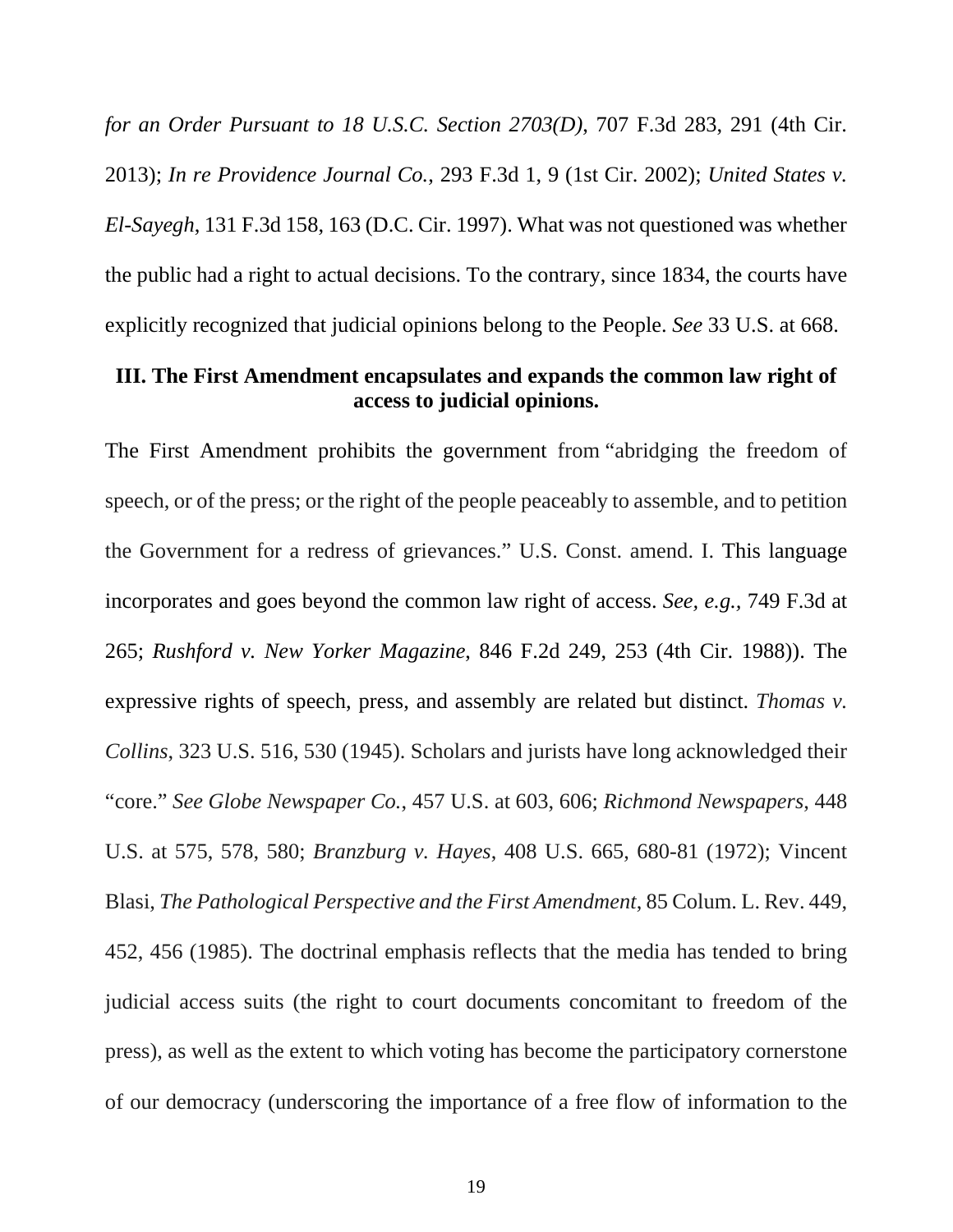*for an Order Pursuant to 18 U.S.C. Section 2703(D)*, 707 F.3d 283, 291 (4th Cir. 2013); *In re Providence Journal Co.*, 293 F.3d 1, 9 (1st Cir. 2002); *United States v. El-Sayegh*, 131 F.3d 158, 163 (D.C. Cir. 1997). What was not questioned was whether the public had a right to actual decisions. To the contrary, since 1834, the courts have explicitly recognized that judicial opinions belong to the People. *See* 33 U.S. at 668.

### III. The First Amendment encapsulates and expands the common law right of access to judicial opinions.

The First Amendment prohibits the government from "abridging the freedom of speech, or of the press; or the right of the people peaceably to assemble, and to petition the Government for a redress of grievances." U.S. Const. amend. I. This language incorporates and goes beyond the common law right of access. *See, e.g.*, 749 F.3d at 265; *Rushford v. New Yorker Magazine*, 846 F.2d 249, 253 (4th Cir. 1988)). The expressive rights of speech, press, and assembly are related but distinct. *Thomas v. Collins*, 323 U.S. 516, 530 (1945). Scholars and jurists have long acknowledged their "core." *See Globe Newspaper Co.*, 457 U.S. at 603, 606; *Richmond Newspapers*, 448 U.S. at 575, 578, 580; *Branzburg v. Hayes*, 408 U.S. 665, 680-81 (1972); Vincent Blasi, *The Pathological Perspective and the First Amendment*, 85 Colum. L. Rev. 449, 452, 456 (1985). The doctrinal emphasis reflects that the media has tended to bring judicial access suits (the right to court documents concomitant to freedom of the press), as well as the extent to which voting has become the participatory cornerstone of our democracy (underscoring the importance of a free flow of information to the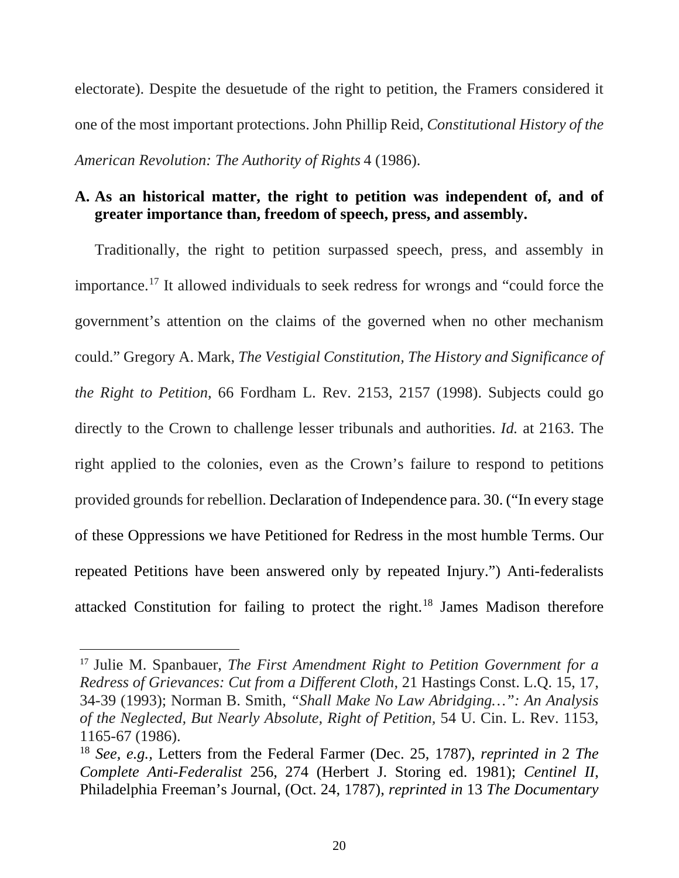electorate). Despite the desuetude of the right to petition, the Framers considered it one of the most important protections. John Phillip Reid, *Constitutional History of the American Revolution: The Authority of Rights* 4 (1986).

**A. As an historical matter, the right to petition was independent of, and of greater importance than, freedom of speech, press, and assembly.**

Traditionally, the right to petition surpassed speech, press, and assembly in importance.[17] It allowed individuals to seek redress for wrongs and "could force the government's attention on the claims of the governed when no other mechanism could." Gregory A. Mark, *The Vestigial Constitution, The History and Significance of the Right to Petition*, 66 Fordham L. Rev. 2153, 2157 (1998). Subjects could go directly to the Crown to challenge lesser tribunals and authorities. *Id.* at 2163. The right applied to the colonies, even as the Crown's failure to respond to petitions provided grounds for rebellion. Declaration of Independence para. 30. ("In every stage of these Oppressions we have Petitioned for Redress in the most humble Terms. Our repeated Petitions have been answered only by repeated Injury.") Anti-federalists attacked Constitution for failing to protect the right.[18] James Madison therefore

---

[17] Julie M. Spanbauer, *The First Amendment Right to Petition Government for a Redress of Grievances: Cut from a Different Cloth*, 21 Hastings Const. L.Q. 15, 17, 34-39 (1993); Norman B. Smith, *"Shall Make No Law Abridging…": An Analysis of the Neglected, But Nearly Absolute, Right of Petition*, 54 U. Cin. L. Rev. 1153, 1165-67 (1986).

[18] *See, e.g.,* Letters from the Federal Farmer (Dec. 25, 1787), *reprinted in* 2 *The Complete Anti-Federalist* 256, 274 (Herbert J. Storing ed. 1981); *Centinel II*, Philadelphia Freeman's Journal, (Oct. 24, 1787), *reprinted in* 13 *The Documentary*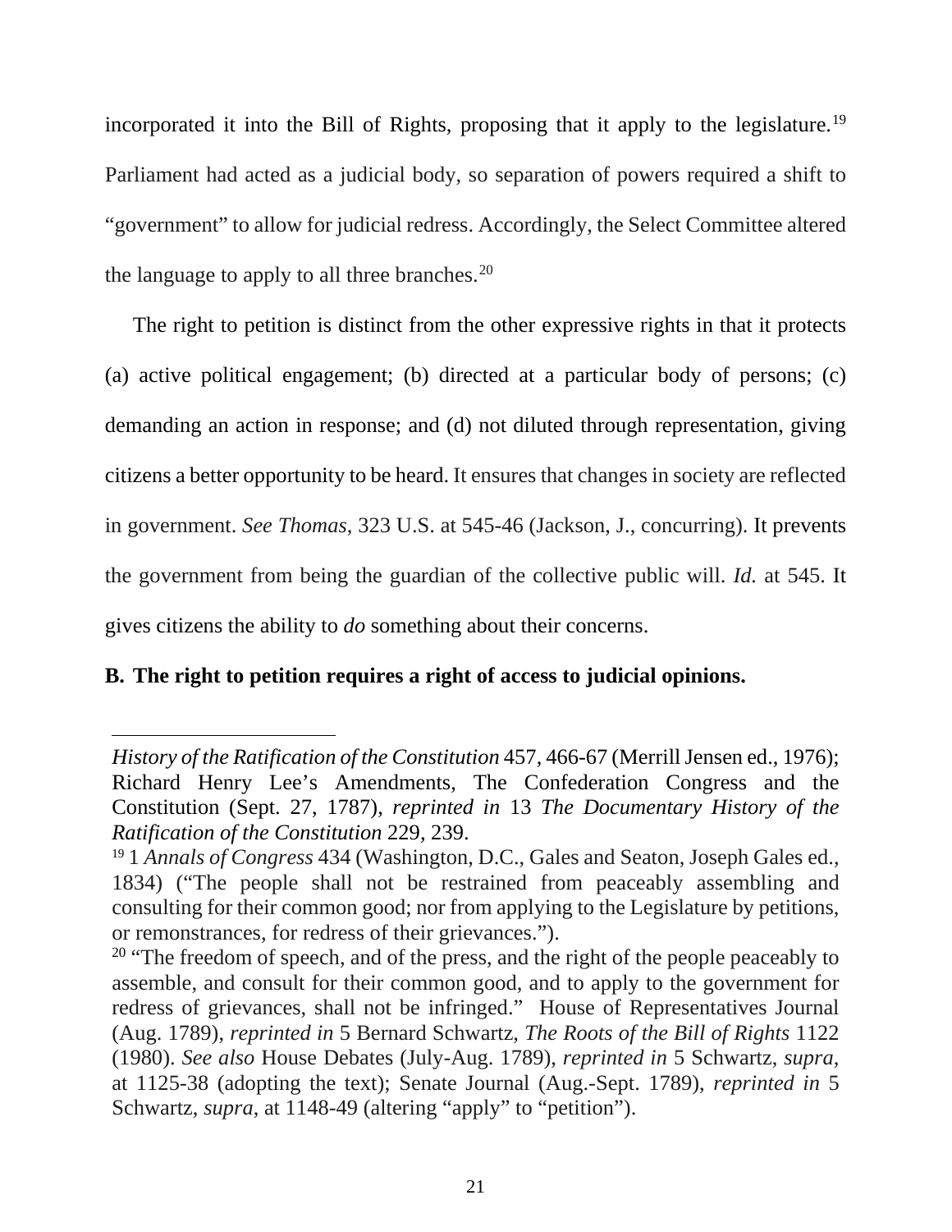incorporated it into the Bill of Rights, proposing that it apply to the legislature.[19] Parliament had acted as a judicial body, so separation of powers required a shift to "government" to allow for judicial redress. Accordingly, the Select Committee altered the language to apply to all three branches.[20]

The right to petition is distinct from the other expressive rights in that it protects (a) active political engagement; (b) directed at a particular body of persons; (c) demanding an action in response; and (d) not diluted through representation, giving citizens a better opportunity to be heard. It ensures that changes in society are reflected in government. *See Thomas*, 323 U.S. at 545-46 (Jackson, J., concurring). It prevents the government from being the guardian of the collective public will. *Id.* at 545. It gives citizens the ability to *do* something about their concerns.

**B. The right to petition requires a right of access to judicial opinions.**

---

*History of the Ratification of the Constitution* 457, 466-67 (Merrill Jensen ed., 1976); Richard Henry Lee's Amendments, The Confederation Congress and the Constitution (Sept. 27, 1787), *reprinted in* 13 *The Documentary History of the Ratification of the Constitution* 229, 239.

[19] 1 *Annals of Congress* 434 (Washington, D.C., Gales and Seaton, Joseph Gales ed., 1834) ("The people shall not be restrained from peaceably assembling and consulting for their common good; nor from applying to the Legislature by petitions, or remonstrances, for redress of their grievances.").

[20] "The freedom of speech, and of the press, and the right of the people peaceably to assemble, and consult for their common good, and to apply to the government for redress of grievances, shall not be infringed." House of Representatives Journal (Aug. 1789), *reprinted in* 5 Bernard Schwartz, *The Roots of the Bill of Rights* 1122 (1980). *See also* House Debates (July-Aug. 1789), *reprinted in* 5 Schwartz, *supra*, at 1125-38 (adopting the text); Senate Journal (Aug.-Sept. 1789), *reprinted in* 5 Schwartz, *supra*, at 1148-49 (altering "apply" to "petition").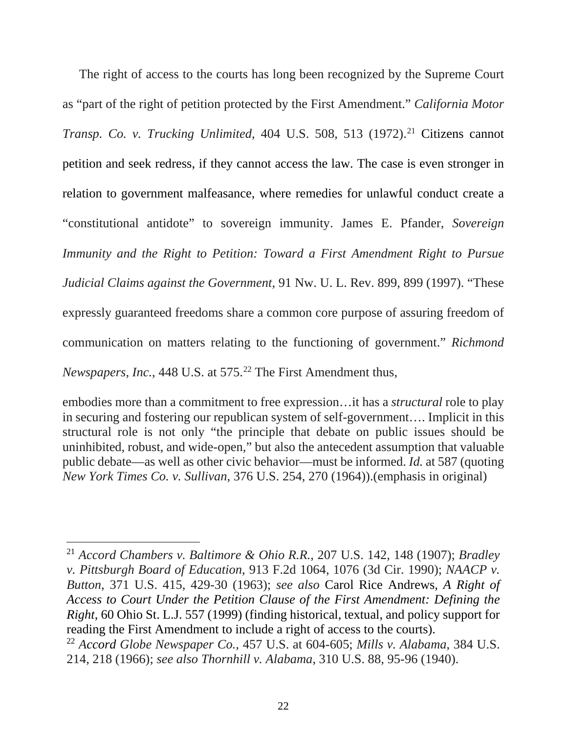The right of access to the courts has long been recognized by the Supreme Court as "part of the right of petition protected by the First Amendment." *California Motor Transp. Co. v. Trucking Unlimited*, 404 U.S. 508, 513 (1972).[21] Citizens cannot petition and seek redress, if they cannot access the law. The case is even stronger in relation to government malfeasance, where remedies for unlawful conduct create a "constitutional antidote" to sovereign immunity. James E. Pfander, *Sovereign Immunity and the Right to Petition: Toward a First Amendment Right to Pursue Judicial Claims against the Government*, 91 Nw. U. L. Rev. 899, 899 (1997). "These expressly guaranteed freedoms share a common core purpose of assuring freedom of communication on matters relating to the functioning of government." *Richmond Newspapers, Inc.*, 448 U.S. at 575.[22] The First Amendment thus,

> embodies more than a commitment to free expression…it has a *structural* role to play in securing and fostering our republican system of self-government…. Implicit in this structural role is not only "the principle that debate on public issues should be uninhibited, robust, and wide-open," but also the antecedent assumption that valuable public debate—as well as other civic behavior—must be informed. *Id.* at 587 (quoting *New York Times Co. v. Sullivan*, 376 U.S. 254, 270 (1964)).(emphasis in original)

---

[21] *Accord Chambers v. Baltimore & Ohio R.R.*, 207 U.S. 142, 148 (1907); *Bradley v. Pittsburgh Board of Education*, 913 F.2d 1064, 1076 (3d Cir. 1990); *NAACP v. Button*, 371 U.S. 415, 429-30 (1963); *see also* Carol Rice Andrews, *A Right of Access to Court Under the Petition Clause of the First Amendment: Defining the Right*, 60 Ohio St. L.J. 557 (1999) (finding historical, textual, and policy support for reading the First Amendment to include a right of access to the courts).

[22] *Accord Globe Newspaper Co.*, 457 U.S. at 604-605; *Mills v. Alabama*, 384 U.S. 214, 218 (1966); *see also Thornhill v. Alabama*, 310 U.S. 88, 95-96 (1940).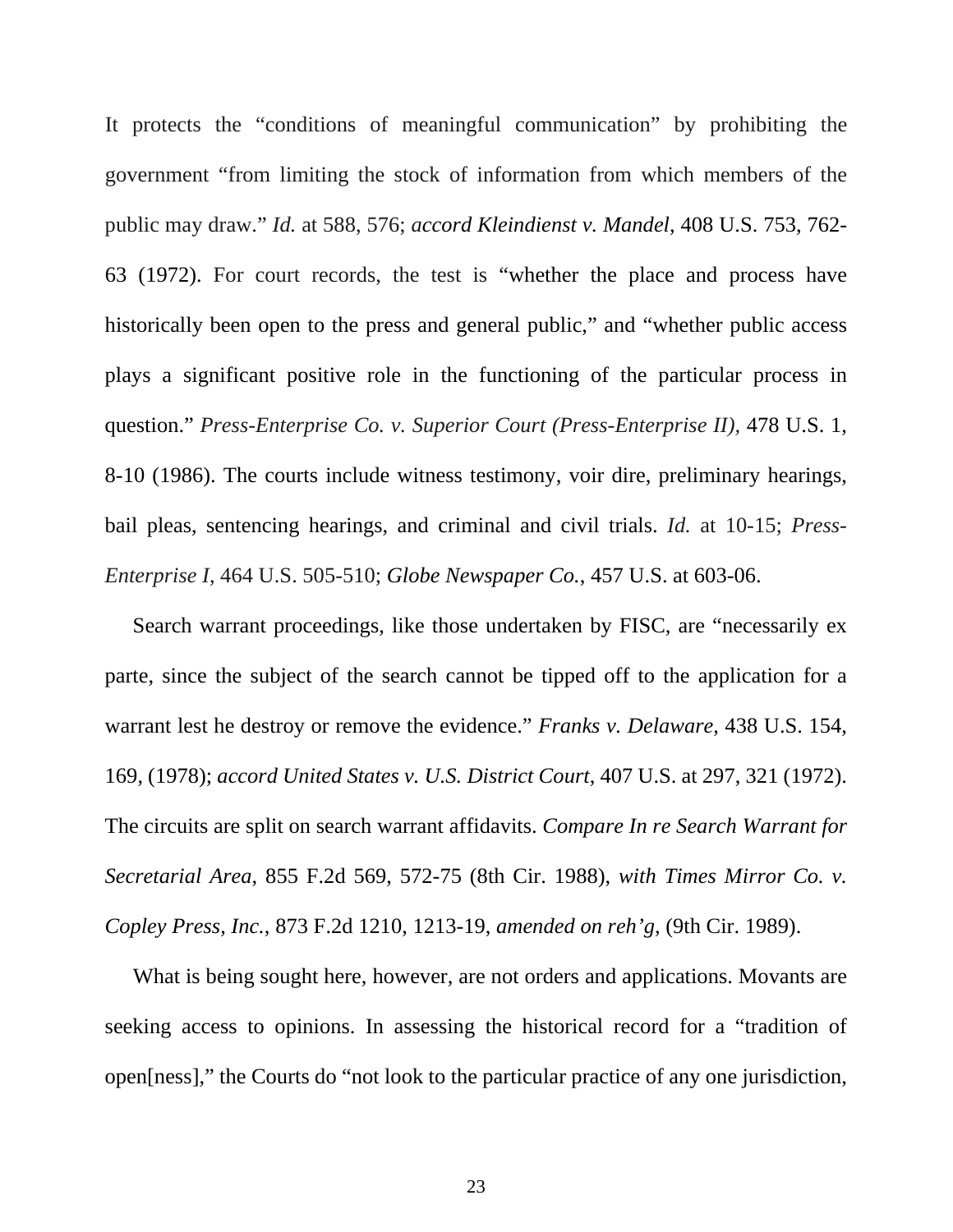It protects the "conditions of meaningful communication" by prohibiting the government "from limiting the stock of information from which members of the public may draw." *Id.* at 588, 576; *accord Kleindienst v. Mandel*, 408 U.S. 753, 762-63 (1972). For court records, the test is "whether the place and process have historically been open to the press and general public," and "whether public access plays a significant positive role in the functioning of the particular process in question." *Press-Enterprise Co. v. Superior Court (Press-Enterprise II)*, 478 U.S. 1, 8-10 (1986). The courts include witness testimony, voir dire, preliminary hearings, bail pleas, sentencing hearings, and criminal and civil trials. *Id.* at 10-15; *Press-Enterprise I*, 464 U.S. 505-510; *Globe Newspaper Co.*, 457 U.S. at 603-06.

Search warrant proceedings, like those undertaken by FISC, are "necessarily ex parte, since the subject of the search cannot be tipped off to the application for a warrant lest he destroy or remove the evidence." *Franks v. Delaware*, 438 U.S. 154, 169, (1978); *accord United States v. U.S. District Court*, 407 U.S. at 297, 321 (1972). The circuits are split on search warrant affidavits. *Compare In re Search Warrant for Secretarial Area*, 855 F.2d 569, 572-75 (8th Cir. 1988), *with Times Mirror Co. v. Copley Press, Inc.*, 873 F.2d 1210, 1213-19, *amended on reh'g*, (9th Cir. 1989).

What is being sought here, however, are not orders and applications. Movants are seeking access to opinions. In assessing the historical record for a "tradition of open[ness]," the Courts do "not look to the particular practice of any one jurisdiction,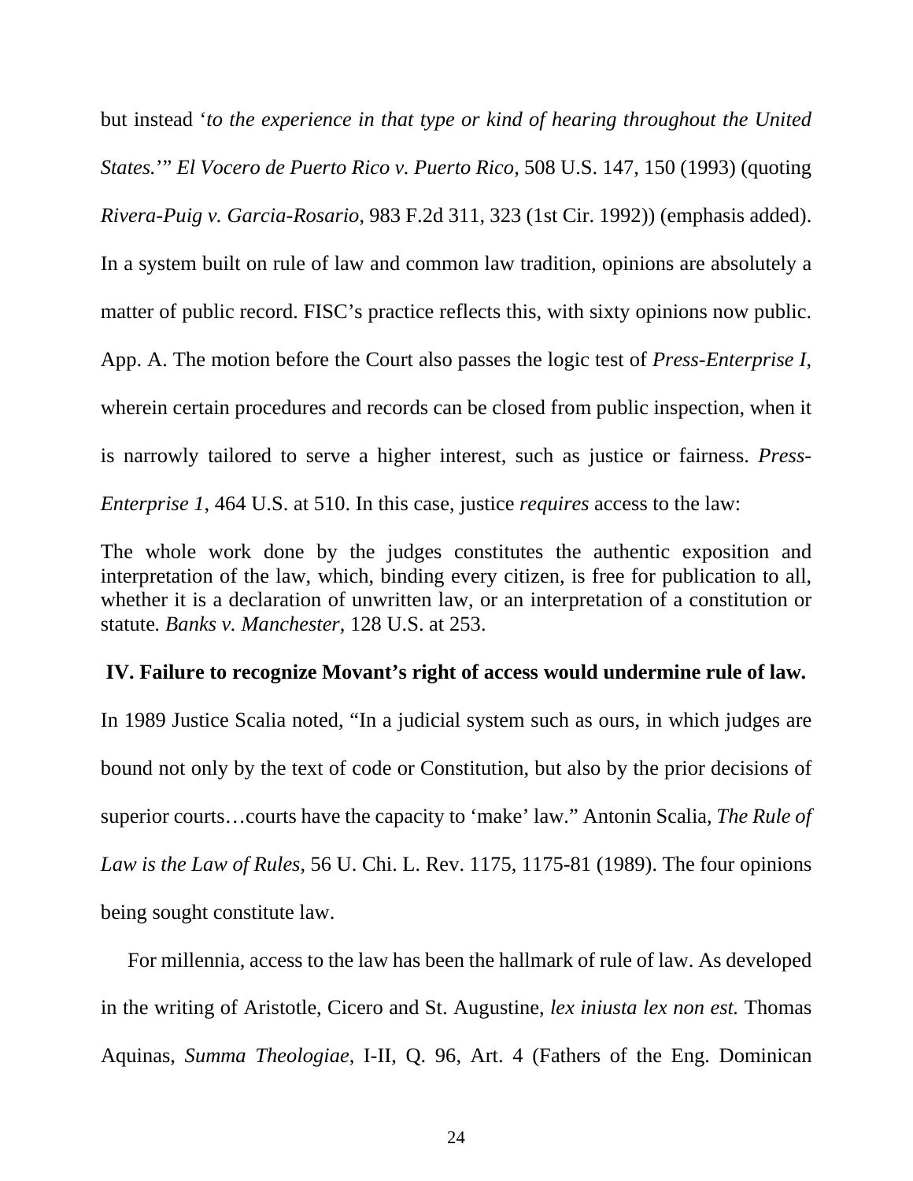but instead '*to the experience in that type or kind of hearing throughout the United States.*'" *El Vocero de Puerto Rico v. Puerto Rico*, 508 U.S. 147, 150 (1993) (quoting *Rivera-Puig v. Garcia-Rosario*, 983 F.2d 311, 323 (1st Cir. 1992)) (emphasis added). In a system built on rule of law and common law tradition, opinions are absolutely a matter of public record. FISC's practice reflects this, with sixty opinions now public. App. A. The motion before the Court also passes the logic test of *Press-Enterprise I*, wherein certain procedures and records can be closed from public inspection, when it is narrowly tailored to serve a higher interest, such as justice or fairness. *Press-Enterprise 1*, 464 U.S. at 510. In this case, justice *requires* access to the law:

> The whole work done by the judges constitutes the authentic exposition and interpretation of the law, which, binding every citizen, is free for publication to all, whether it is a declaration of unwritten law, or an interpretation of a constitution or statute. *Banks v. Manchester*, 128 U.S. at 253.

## IV. Failure to recognize Movant's right of access would undermine rule of law.

In 1989 Justice Scalia noted, "In a judicial system such as ours, in which judges are bound not only by the text of code or Constitution, but also by the prior decisions of superior courts…courts have the capacity to 'make' law." Antonin Scalia, *The Rule of Law is the Law of Rules*, 56 U. Chi. L. Rev. 1175, 1175-81 (1989). The four opinions being sought constitute law.

For millennia, access to the law has been the hallmark of rule of law. As developed in the writing of Aristotle, Cicero and St. Augustine, *lex iniusta lex non est.* Thomas Aquinas, *Summa Theologiae*, I-II, Q. 96, Art. 4 (Fathers of the Eng. Dominican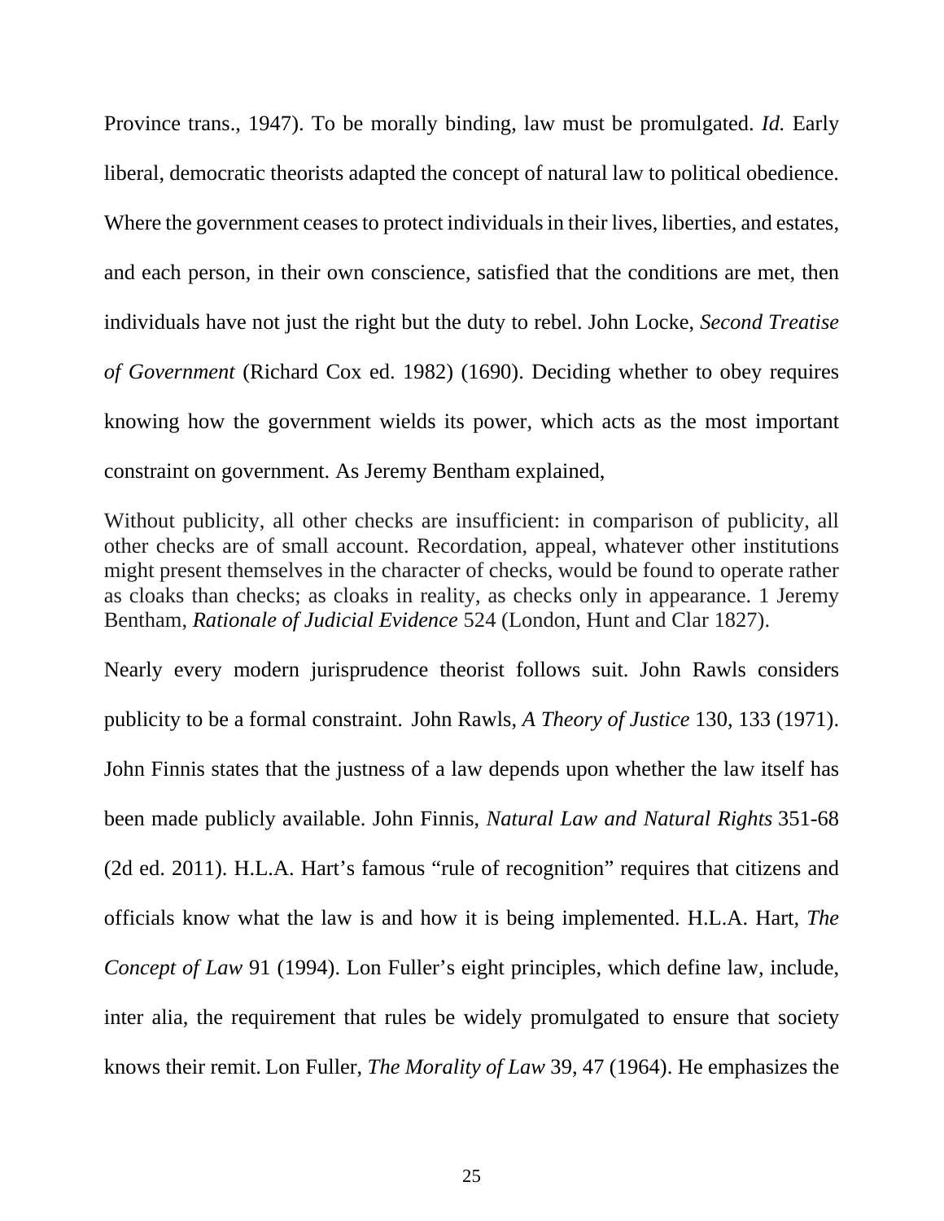Province trans., 1947). To be morally binding, law must be promulgated. *Id.* Early liberal, democratic theorists adapted the concept of natural law to political obedience. Where the government ceases to protect individuals in their lives, liberties, and estates, and each person, in their own conscience, satisfied that the conditions are met, then individuals have not just the right but the duty to rebel. John Locke, *Second Treatise of Government* (Richard Cox ed. 1982) (1690). Deciding whether to obey requires knowing how the government wields its power, which acts as the most important constraint on government. As Jeremy Bentham explained,

> Without publicity, all other checks are insufficient: in comparison of publicity, all other checks are of small account. Recordation, appeal, whatever other institutions might present themselves in the character of checks, would be found to operate rather as cloaks than checks; as cloaks in reality, as checks only in appearance. 1 Jeremy Bentham, *Rationale of Judicial Evidence* 524 (London, Hunt and Clar 1827).

Nearly every modern jurisprudence theorist follows suit. John Rawls considers publicity to be a formal constraint. John Rawls, *A Theory of Justice* 130, 133 (1971). John Finnis states that the justness of a law depends upon whether the law itself has been made publicly available. John Finnis, *Natural Law and Natural Rights* 351-68 (2d ed. 2011). H.L.A. Hart's famous "rule of recognition" requires that citizens and officials know what the law is and how it is being implemented. H.L.A. Hart, *The Concept of Law* 91 (1994). Lon Fuller's eight principles, which define law, include, inter alia, the requirement that rules be widely promulgated to ensure that society knows their remit. Lon Fuller, *The Morality of Law* 39, 47 (1964). He emphasizes the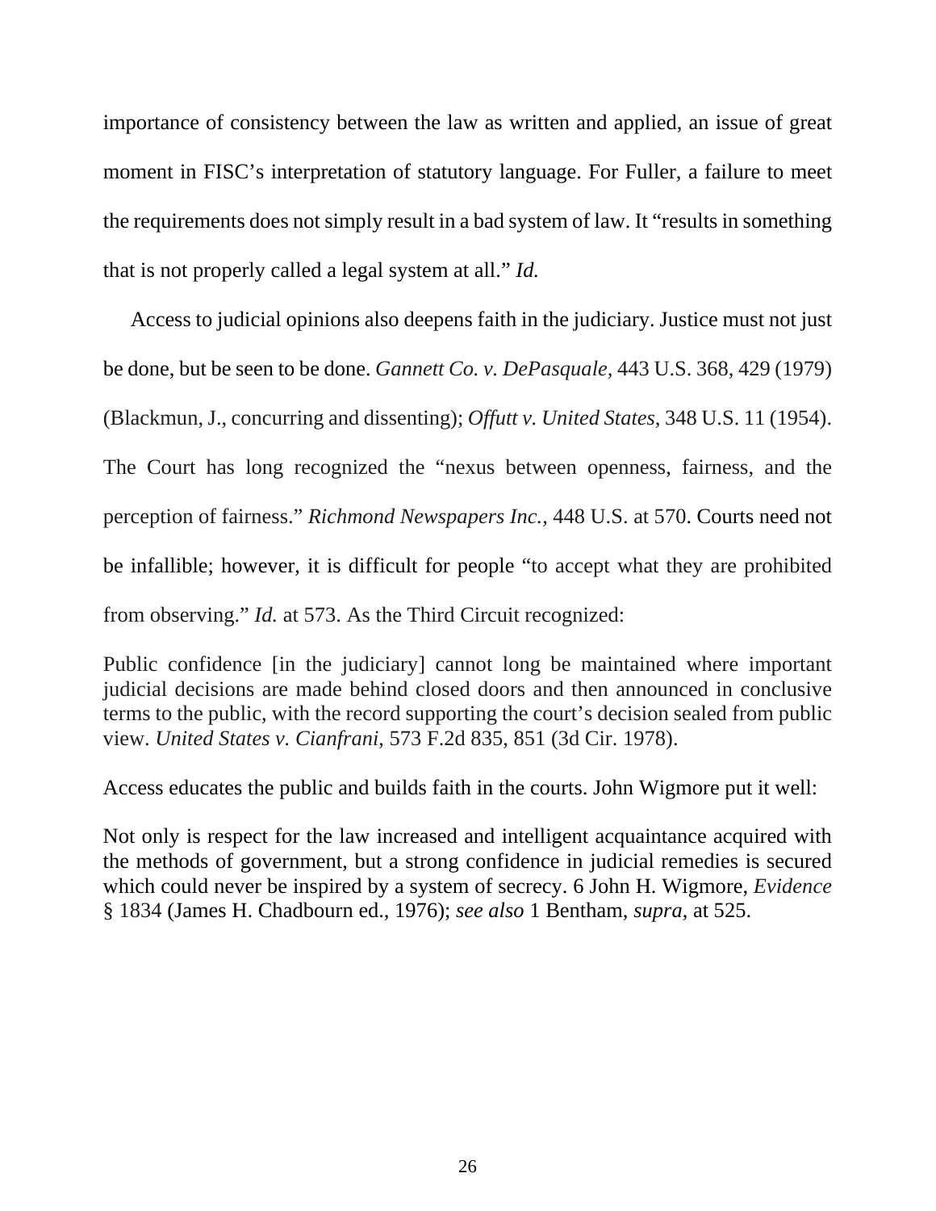importance of consistency between the law as written and applied, an issue of great moment in FISC's interpretation of statutory language. For Fuller, a failure to meet the requirements does not simply result in a bad system of law. It "results in something that is not properly called a legal system at all." *Id.*

Access to judicial opinions also deepens faith in the judiciary. Justice must not just be done, but be seen to be done. *Gannett Co. v. DePasquale*, 443 U.S. 368, 429 (1979) (Blackmun, J., concurring and dissenting); *Offutt v. United States*, 348 U.S. 11 (1954). The Court has long recognized the "nexus between openness, fairness, and the perception of fairness." *Richmond Newspapers Inc.*, 448 U.S. at 570. Courts need not be infallible; however, it is difficult for people "to accept what they are prohibited from observing." *Id.* at 573. As the Third Circuit recognized:

> Public confidence [in the judiciary] cannot long be maintained where important judicial decisions are made behind closed doors and then announced in conclusive terms to the public, with the record supporting the court's decision sealed from public view. *United States v. Cianfrani*, 573 F.2d 835, 851 (3d Cir. 1978).

Access educates the public and builds faith in the courts. John Wigmore put it well:

> Not only is respect for the law increased and intelligent acquaintance acquired with the methods of government, but a strong confidence in judicial remedies is secured which could never be inspired by a system of secrecy. 6 John H. Wigmore, *Evidence* § 1834 (James H. Chadbourn ed., 1976); *see also* 1 Bentham, *supra*, at 525.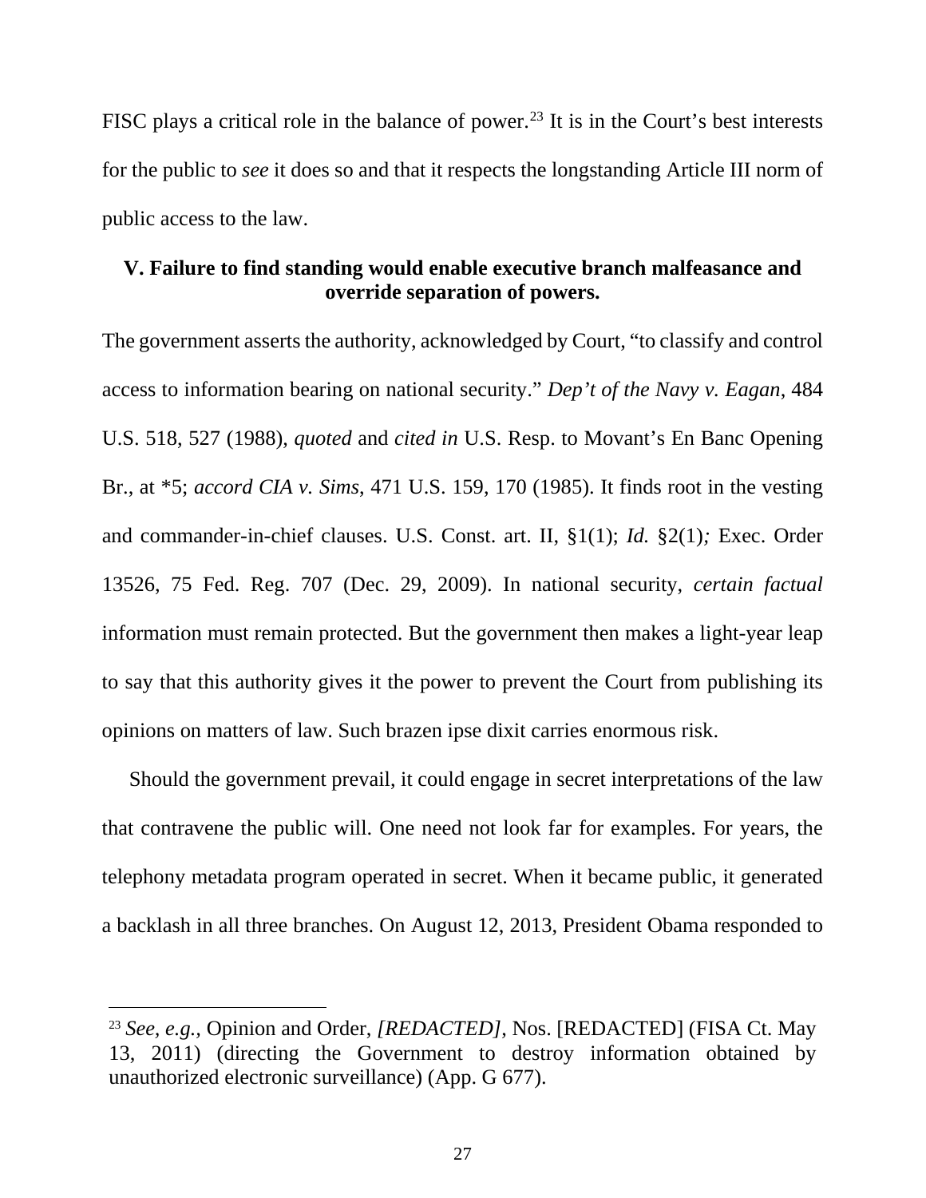FISC plays a critical role in the balance of power.[23] It is in the Court's best interests for the public to *see* it does so and that it respects the longstanding Article III norm of public access to the law.

### V. Failure to find standing would enable executive branch malfeasance and override separation of powers.

The government asserts the authority, acknowledged by Court, "to classify and control access to information bearing on national security." *Dep't of the Navy v. Eagan*, 484 U.S. 518, 527 (1988), *quoted* and *cited in* U.S. Resp. to Movant's En Banc Opening Br., at *5; *accord CIA v. Sims*, 471 U.S. 159, 170 (1985). It finds root in the vesting and commander-in-chief clauses. U.S. Const. art. II, §1(1); *Id.* §2(1)*;* Exec. Order 13526, 75 Fed. Reg. 707 (Dec. 29, 2009). In national security, *certain factual* information must remain protected. But the government then makes a light-year leap to say that this authority gives it the power to prevent the Court from publishing its opinions on matters of law. Such brazen ipse dixit carries enormous risk.

Should the government prevail, it could engage in secret interpretations of the law that contravene the public will. One need not look far for examples. For years, the telephony metadata program operated in secret. When it became public, it generated a backlash in all three branches. On August 12, 2013, President Obama responded to

---

[23] *See, e.g.,* Opinion and Order, *[REDACTED]*, Nos. [REDACTED] (FISA Ct. May 13, 2011) (directing the Government to destroy information obtained by unauthorized electronic surveillance) (App. G 677).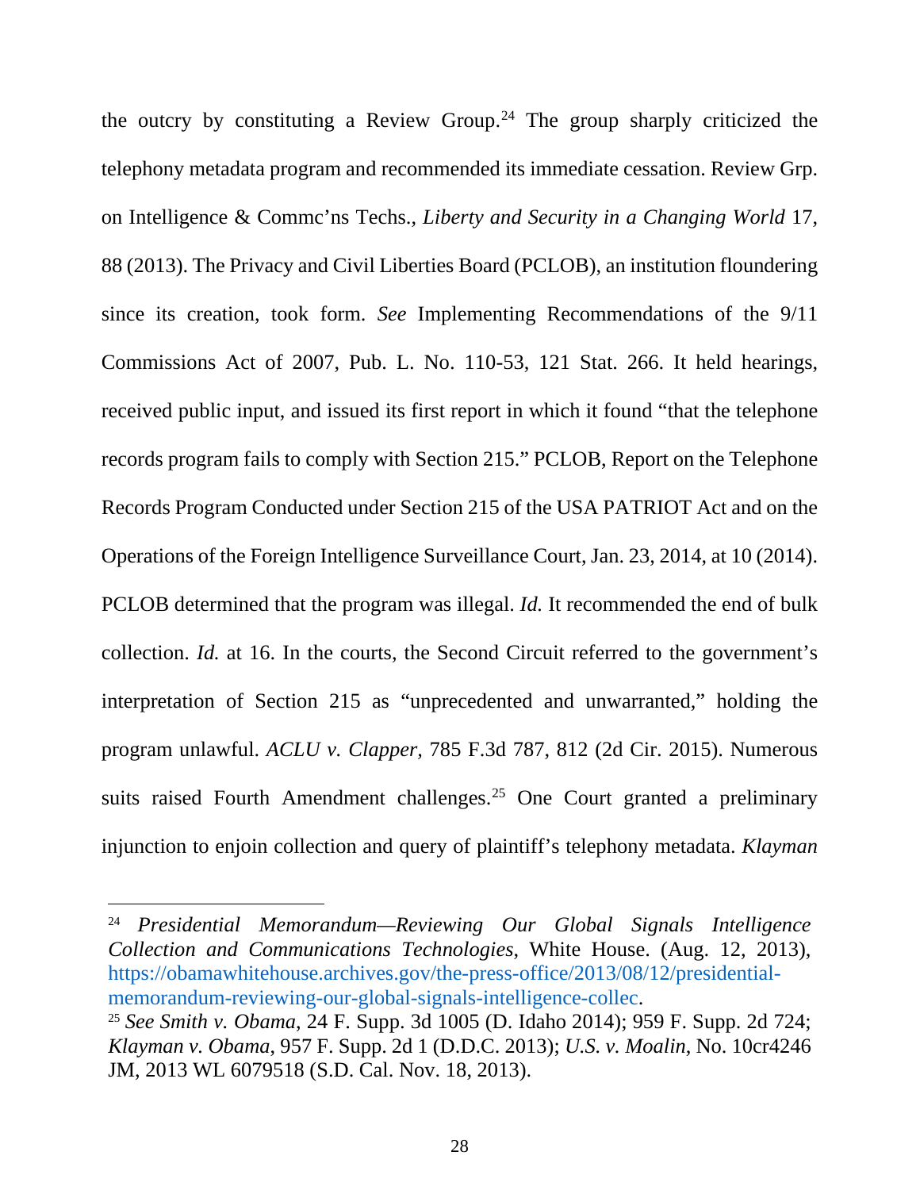the outcry by constituting a Review Group.[24] The group sharply criticized the telephony metadata program and recommended its immediate cessation. Review Grp. on Intelligence & Commc'ns Techs., *Liberty and Security in a Changing World* 17, 88 (2013). The Privacy and Civil Liberties Board (PCLOB), an institution floundering since its creation, took form. *See* Implementing Recommendations of the 9/11 Commissions Act of 2007, Pub. L. No. 110-53, 121 Stat. 266. It held hearings, received public input, and issued its first report in which it found "that the telephone records program fails to comply with Section 215." PCLOB, Report on the Telephone Records Program Conducted under Section 215 of the USA PATRIOT Act and on the Operations of the Foreign Intelligence Surveillance Court, Jan. 23, 2014, at 10 (2014). PCLOB determined that the program was illegal. *Id.* It recommended the end of bulk collection. *Id.* at 16. In the courts, the Second Circuit referred to the government's interpretation of Section 215 as "unprecedented and unwarranted," holding the program unlawful. *ACLU v. Clapper*, 785 F.3d 787, 812 (2d Cir. 2015). Numerous suits raised Fourth Amendment challenges.[25] One Court granted a preliminary injunction to enjoin collection and query of plaintiff's telephony metadata. *Klayman*

---

[24] *Presidential Memorandum—Reviewing Our Global Signals Intelligence Collection and Communications Technologies*, White House. (Aug. 12, 2013), https://obamawhitehouse.archives.gov/the-press-office/2013/08/12/presidential-memorandum-reviewing-our-global-signals-intelligence-collec.

[25] *See Smith v. Obama*, 24 F. Supp. 3d 1005 (D. Idaho 2014); 959 F. Supp. 2d 724; *Klayman v. Obama*, 957 F. Supp. 2d 1 (D.D.C. 2013); *U.S. v. Moalin*, No. 10cr4246 JM, 2013 WL 6079518 (S.D. Cal. Nov. 18, 2013).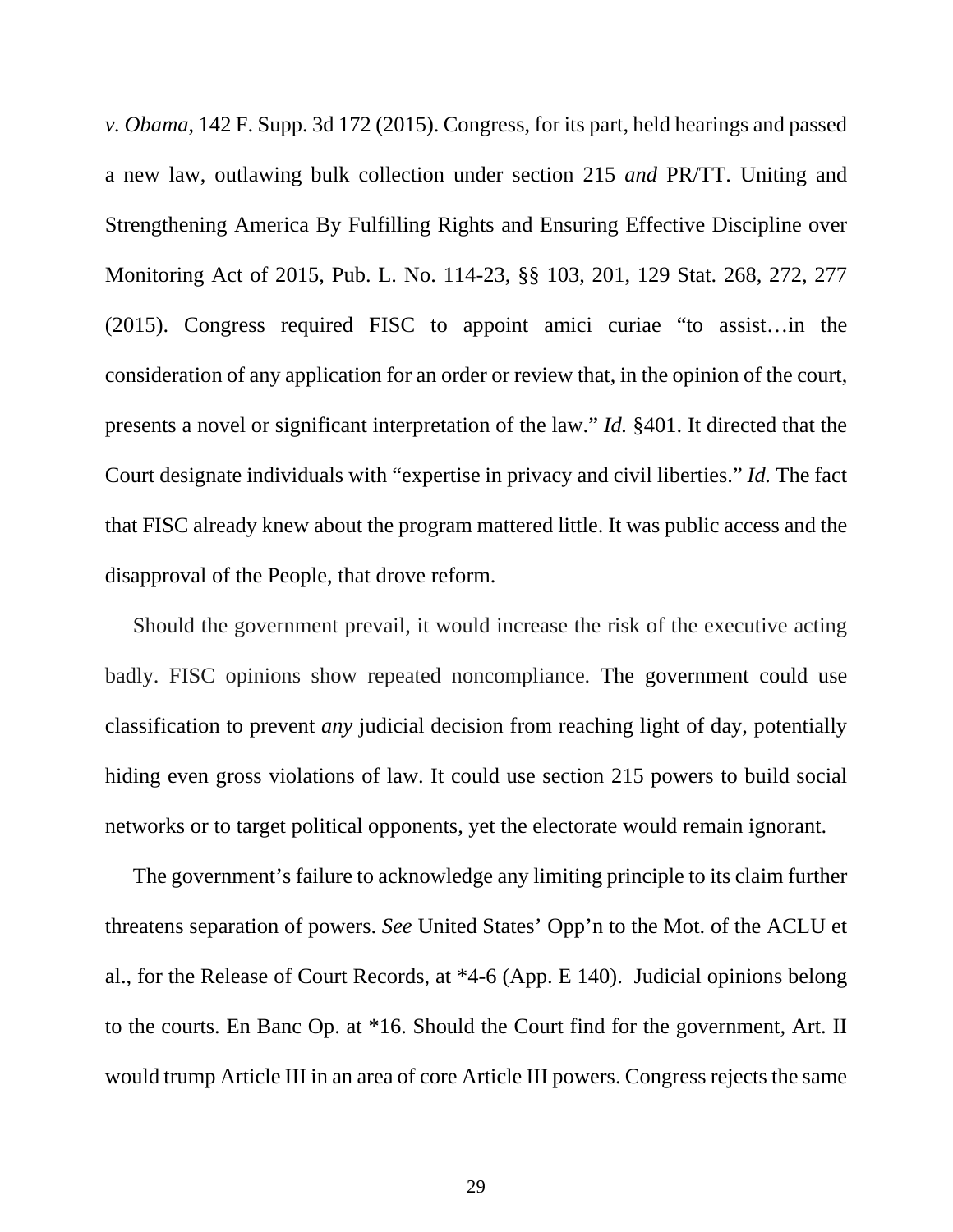*v. Obama*, 142 F. Supp. 3d 172 (2015). Congress, for its part, held hearings and passed a new law, outlawing bulk collection under section 215 *and* PR/TT. Uniting and Strengthening America By Fulfilling Rights and Ensuring Effective Discipline over Monitoring Act of 2015, Pub. L. No. 114-23, §§ 103, 201, 129 Stat. 268, 272, 277 (2015). Congress required FISC to appoint amici curiae "to assist…in the consideration of any application for an order or review that, in the opinion of the court, presents a novel or significant interpretation of the law." *Id.* §401. It directed that the Court designate individuals with "expertise in privacy and civil liberties." *Id.* The fact that FISC already knew about the program mattered little. It was public access and the disapproval of the People, that drove reform.

Should the government prevail, it would increase the risk of the executive acting badly. FISC opinions show repeated noncompliance. The government could use classification to prevent *any* judicial decision from reaching light of day, potentially hiding even gross violations of law. It could use section 215 powers to build social networks or to target political opponents, yet the electorate would remain ignorant.

The government's failure to acknowledge any limiting principle to its claim further threatens separation of powers. *See* United States' Opp'n to the Mot. of the ACLU et al., for the Release of Court Records, at *4-6 (App. E 140). Judicial opinions belong to the courts. En Banc Op. at *16. Should the Court find for the government, Art. II would trump Article III in an area of core Article III powers. Congress rejects the same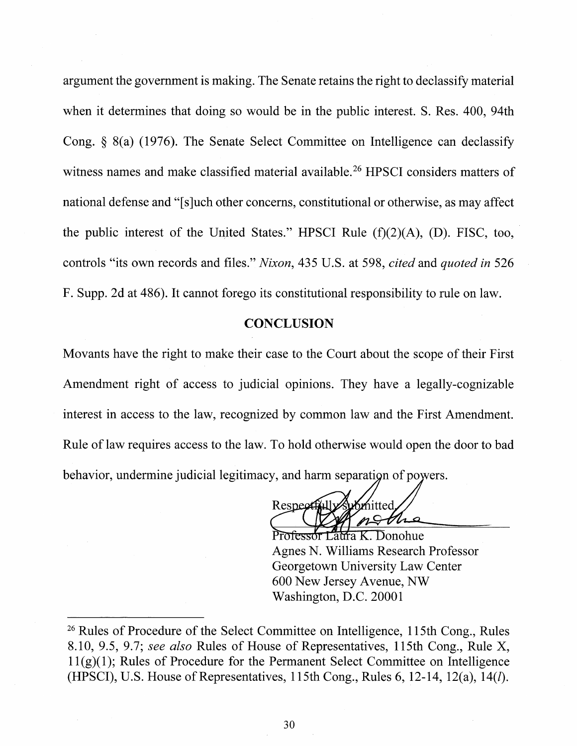argument the government is making. The Senate retains the right to declassify material when it determines that doing so would be in the public interest. S. Res. 400, 94th Cong. § 8(a) (1976). The Senate Select Committee on Intelligence can declassify witness names and make classified material available.[26] HPSCI considers matters of national defense and "[s]uch other concerns, constitutional or otherwise, as may affect the public interest of the United States." HPSCI Rule (f)(2)(A), (D). FISC, too, controls "its own records and files." *Nixon*, 435 U.S. at 598, *cited* and *quoted in* 526 F. Supp. 2d at 486). It cannot forego its constitutional responsibility to rule on law.

## CONCLUSION

Movants have the right to make their case to the Court about the scope of their First Amendment right of access to judicial opinions. They have a legally-cognizable interest in access to the law, recognized by common law and the First Amendment. Rule of law requires access to the law. To hold otherwise would open the door to bad behavior, undermine judicial legitimacy, and harm separation of powers.

Respectfully submitted,

Professor Laura K. Donohue
Agnes N. Williams Research Professor
Georgetown University Law Center
600 New Jersey Avenue, NW
Washington, D.C. 20001

---

[26] Rules of Procedure of the Select Committee on Intelligence, 115th Cong., Rules 8.10, 9.5, 9.7; *see also* Rules of House of Representatives, 115th Cong., Rule X, 11(g)(1); Rules of Procedure for the Permanent Select Committee on Intelligence (HPSCI), U.S. House of Representatives, 115th Cong., Rules 6, 12-14, 12(a), 14(*l*).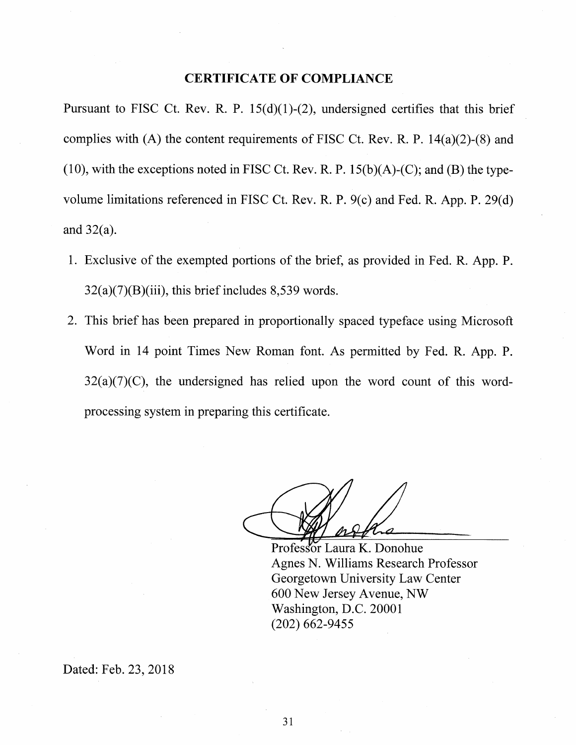## CERTIFICATE OF COMPLIANCE

Pursuant to FISC Ct. Rev. R. P. 15(d)(1)-(2), undersigned certifies that this brief complies with (A) the content requirements of FISC Ct. Rev. R. P. 14(a)(2)-(8) and (10), with the exceptions noted in FISC Ct. Rev. R. P. 15(b)(A)-(C); and (B) the type-volume limitations referenced in FISC Ct. Rev. R. P. 9(c) and Fed. R. App. P. 29(d) and 32(a).

1. Exclusive of the exempted portions of the brief, as provided in Fed. R. App. P. 32(a)(7)(B)(iii), this brief includes 8,539 words.
2. This brief has been prepared in proportionally spaced typeface using Microsoft Word in 14 point Times New Roman font. As permitted by Fed. R. App. P. 32(a)(7)(C), the undersigned has relied upon the word count of this word-processing system in preparing this certificate.

Professor Laura K. Donohue
Agnes N. Williams Research Professor
Georgetown University Law Center
600 New Jersey Avenue, NW
Washington, D.C. 20001
(202) 662-9455

Dated: Feb. 23, 2018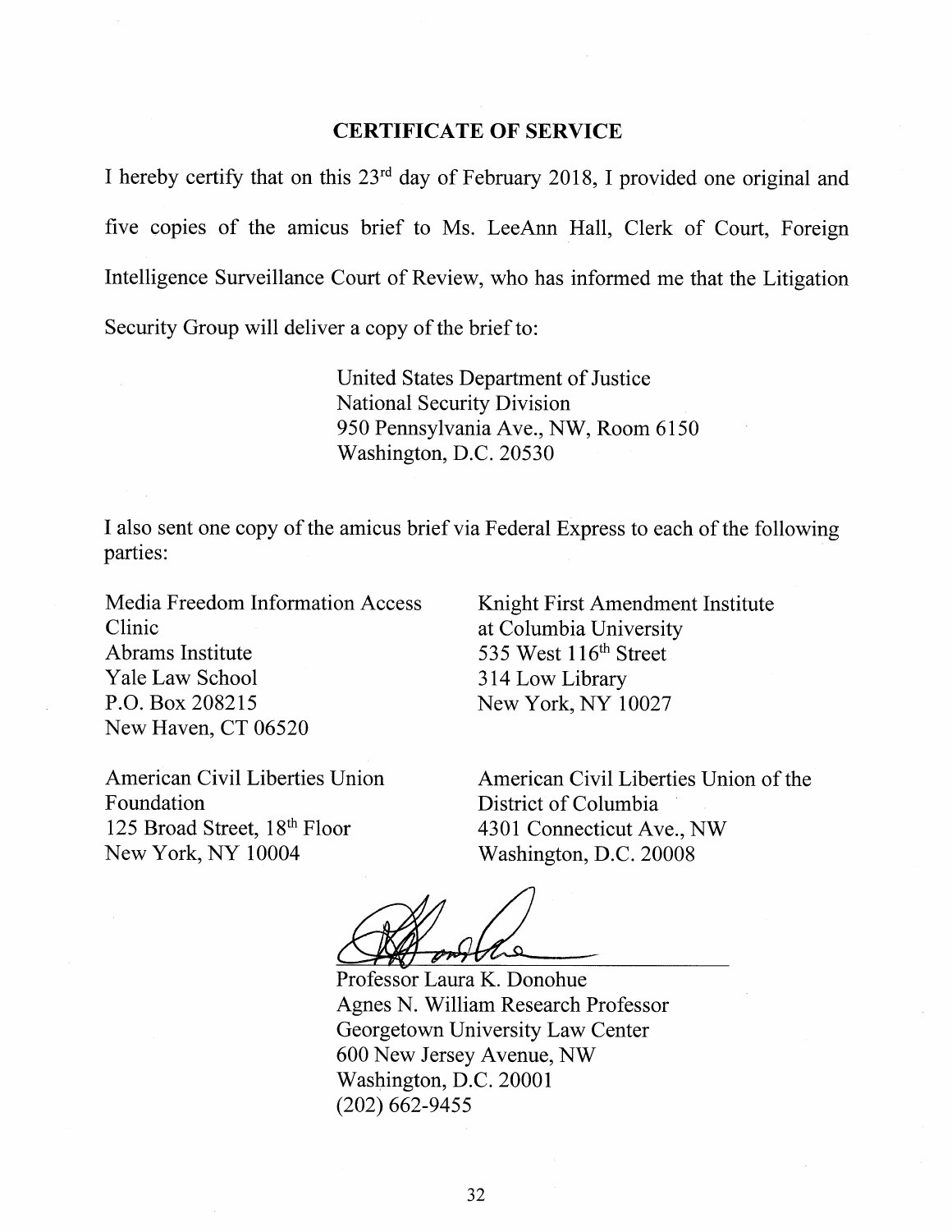## CERTIFICATE OF SERVICE

I hereby certify that on this 23rd day of February 2018, I provided one original and five copies of the amicus brief to Ms. LeeAnn Hall, Clerk of Court, Foreign Intelligence Surveillance Court of Review, who has informed me that the Litigation Security Group will deliver a copy of the brief to:

United States Department of Justice
National Security Division
950 Pennsylvania Ave., NW, Room 6150
Washington, D.C. 20530

I also sent one copy of the amicus brief via Federal Express to each of the following parties:

Media Freedom Information Access Clinic
Abrams Institute
Yale Law School
P.O. Box 208215
New Haven, CT 06520

Knight First Amendment Institute
at Columbia University
535 West 116th Street
314 Low Library
New York, NY 10027

American Civil Liberties Union Foundation
125 Broad Street, 18th Floor
New York, NY 10004

American Civil Liberties Union of the District of Columbia
4301 Connecticut Ave., NW
Washington, D.C. 20008

Professor Laura K. Donohue
Agnes N. William Research Professor
Georgetown University Law Center
600 New Jersey Avenue, NW
Washington, D.C. 20001
(202) 662-9455